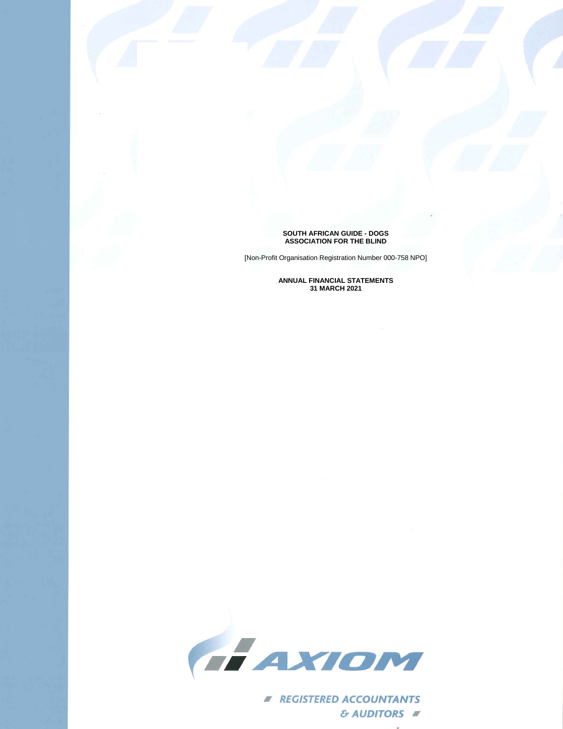# SOUTH AFRICAN GUIDE - DOGS ASSOCIATION FOR THE BLIND

[Non-Profit Organisation Registration Number 000-758 NPO]

**ANNUAL FINANCIAL STATEMENTS**
**31 MARCH 2021**

AXIOM

REGISTERED ACCOUNTANTS & AUDITORS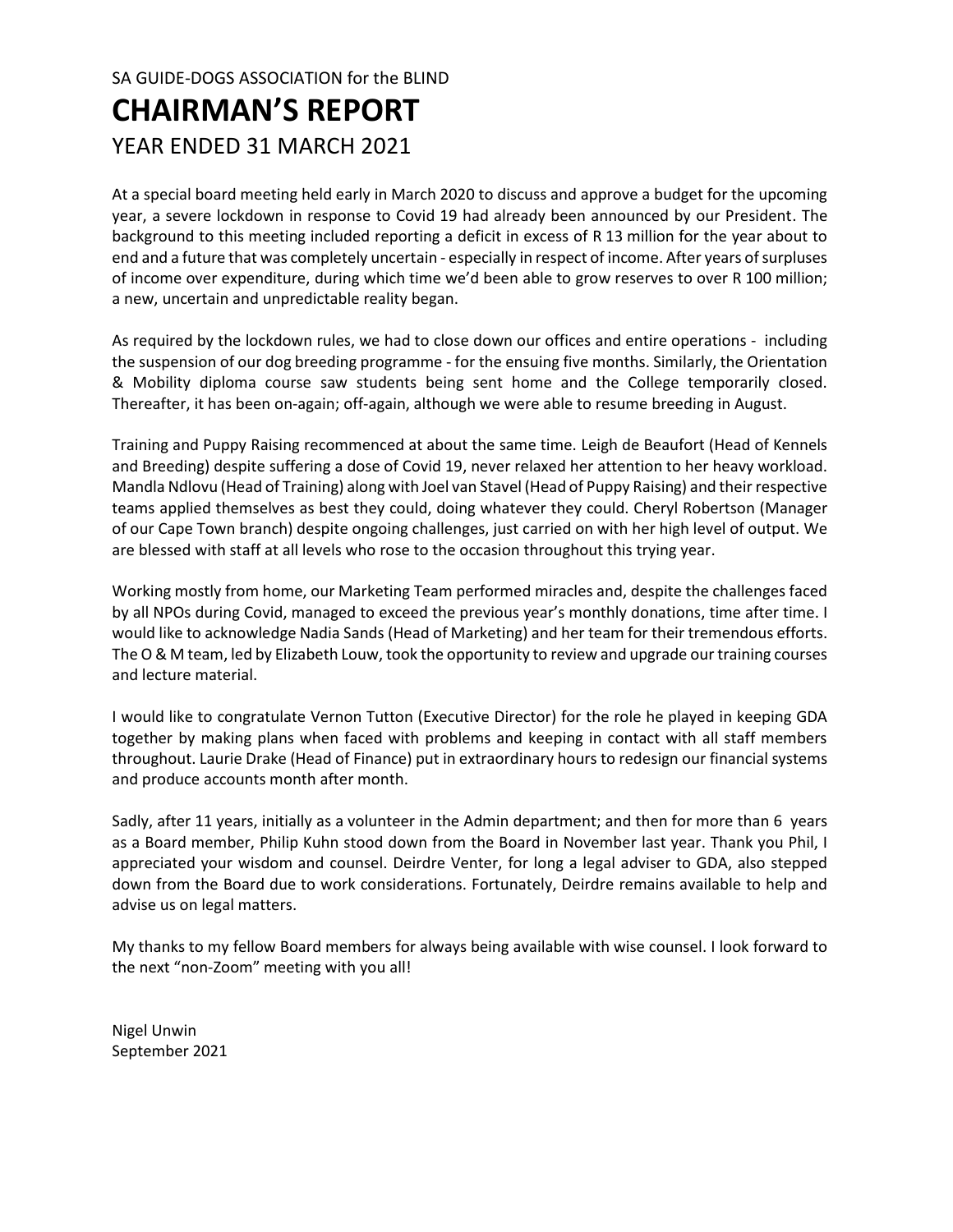SA GUIDE-DOGS ASSOCIATION for the BLIND

# CHAIRMAN'S REPORT

YEAR ENDED 31 MARCH 2021

At a special board meeting held early in March 2020 to discuss and approve a budget for the upcoming year, a severe lockdown in response to Covid 19 had already been announced by our President. The background to this meeting included reporting a deficit in excess of R 13 million for the year about to end and a future that was completely uncertain - especially in respect of income. After years of surpluses of income over expenditure, during which time we'd been able to grow reserves to over R 100 million; a new, uncertain and unpredictable reality began.

As required by the lockdown rules, we had to close down our offices and entire operations - including the suspension of our dog breeding programme - for the ensuing five months. Similarly, the Orientation & Mobility diploma course saw students being sent home and the College temporarily closed. Thereafter, it has been on-again; off-again, although we were able to resume breeding in August.

Training and Puppy Raising recommenced at about the same time. Leigh de Beaufort (Head of Kennels and Breeding) despite suffering a dose of Covid 19, never relaxed her attention to her heavy workload. Mandla Ndlovu (Head of Training) along with Joel van Stavel (Head of Puppy Raising) and their respective teams applied themselves as best they could, doing whatever they could. Cheryl Robertson (Manager of our Cape Town branch) despite ongoing challenges, just carried on with her high level of output. We are blessed with staff at all levels who rose to the occasion throughout this trying year.

Working mostly from home, our Marketing Team performed miracles and, despite the challenges faced by all NPOs during Covid, managed to exceed the previous year's monthly donations, time after time. I would like to acknowledge Nadia Sands (Head of Marketing) and her team for their tremendous efforts. The O & M team, led by Elizabeth Louw, took the opportunity to review and upgrade our training courses and lecture material.

I would like to congratulate Vernon Tutton (Executive Director) for the role he played in keeping GDA together by making plans when faced with problems and keeping in contact with all staff members throughout. Laurie Drake (Head of Finance) put in extraordinary hours to redesign our financial systems and produce accounts month after month.

Sadly, after 11 years, initially as a volunteer in the Admin department; and then for more than 6 years as a Board member, Philip Kuhn stood down from the Board in November last year. Thank you Phil, I appreciated your wisdom and counsel. Deirdre Venter, for long a legal adviser to GDA, also stepped down from the Board due to work considerations. Fortunately, Deirdre remains available to help and advise us on legal matters.

My thanks to my fellow Board members for always being available with wise counsel. I look forward to the next "non-Zoom" meeting with you all!

Nigel Unwin
September 2021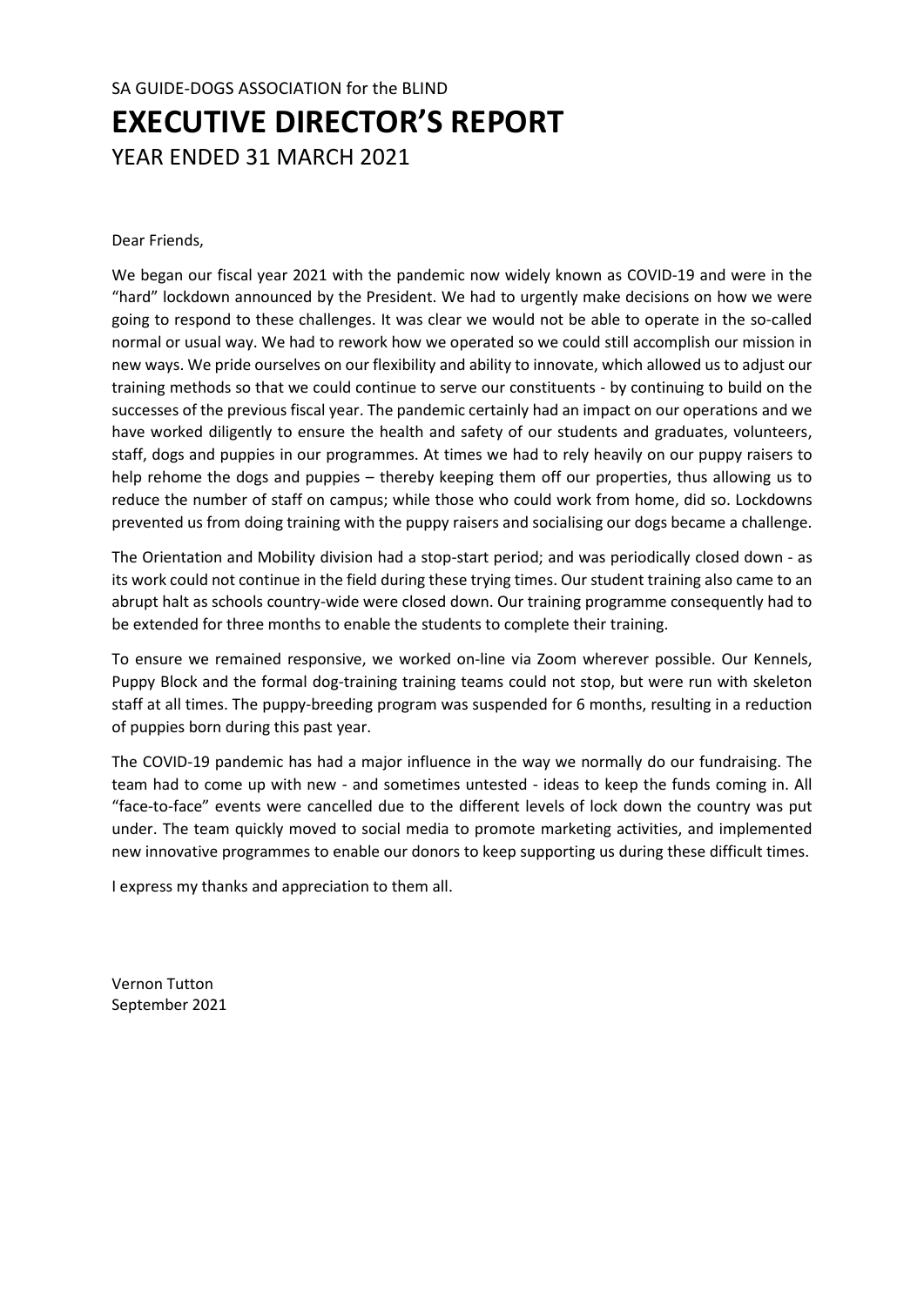SA GUIDE-DOGS ASSOCIATION for the BLIND

# EXECUTIVE DIRECTOR'S REPORT

YEAR ENDED 31 MARCH 2021

Dear Friends,

We began our fiscal year 2021 with the pandemic now widely known as COVID-19 and were in the "hard" lockdown announced by the President. We had to urgently make decisions on how we were going to respond to these challenges. It was clear we would not be able to operate in the so-called normal or usual way. We had to rework how we operated so we could still accomplish our mission in new ways. We pride ourselves on our flexibility and ability to innovate, which allowed us to adjust our training methods so that we could continue to serve our constituents - by continuing to build on the successes of the previous fiscal year. The pandemic certainly had an impact on our operations and we have worked diligently to ensure the health and safety of our students and graduates, volunteers, staff, dogs and puppies in our programmes. At times we had to rely heavily on our puppy raisers to help rehome the dogs and puppies – thereby keeping them off our properties, thus allowing us to reduce the number of staff on campus; while those who could work from home, did so. Lockdowns prevented us from doing training with the puppy raisers and socialising our dogs became a challenge.

The Orientation and Mobility division had a stop-start period; and was periodically closed down - as its work could not continue in the field during these trying times. Our student training also came to an abrupt halt as schools country-wide were closed down. Our training programme consequently had to be extended for three months to enable the students to complete their training.

To ensure we remained responsive, we worked on-line via Zoom wherever possible. Our Kennels, Puppy Block and the formal dog-training training teams could not stop, but were run with skeleton staff at all times. The puppy-breeding program was suspended for 6 months, resulting in a reduction of puppies born during this past year.

The COVID-19 pandemic has had a major influence in the way we normally do our fundraising. The team had to come up with new - and sometimes untested - ideas to keep the funds coming in. All "face-to-face" events were cancelled due to the different levels of lock down the country was put under. The team quickly moved to social media to promote marketing activities, and implemented new innovative programmes to enable our donors to keep supporting us during these difficult times.

I express my thanks and appreciation to them all.

Vernon Tutton
September 2021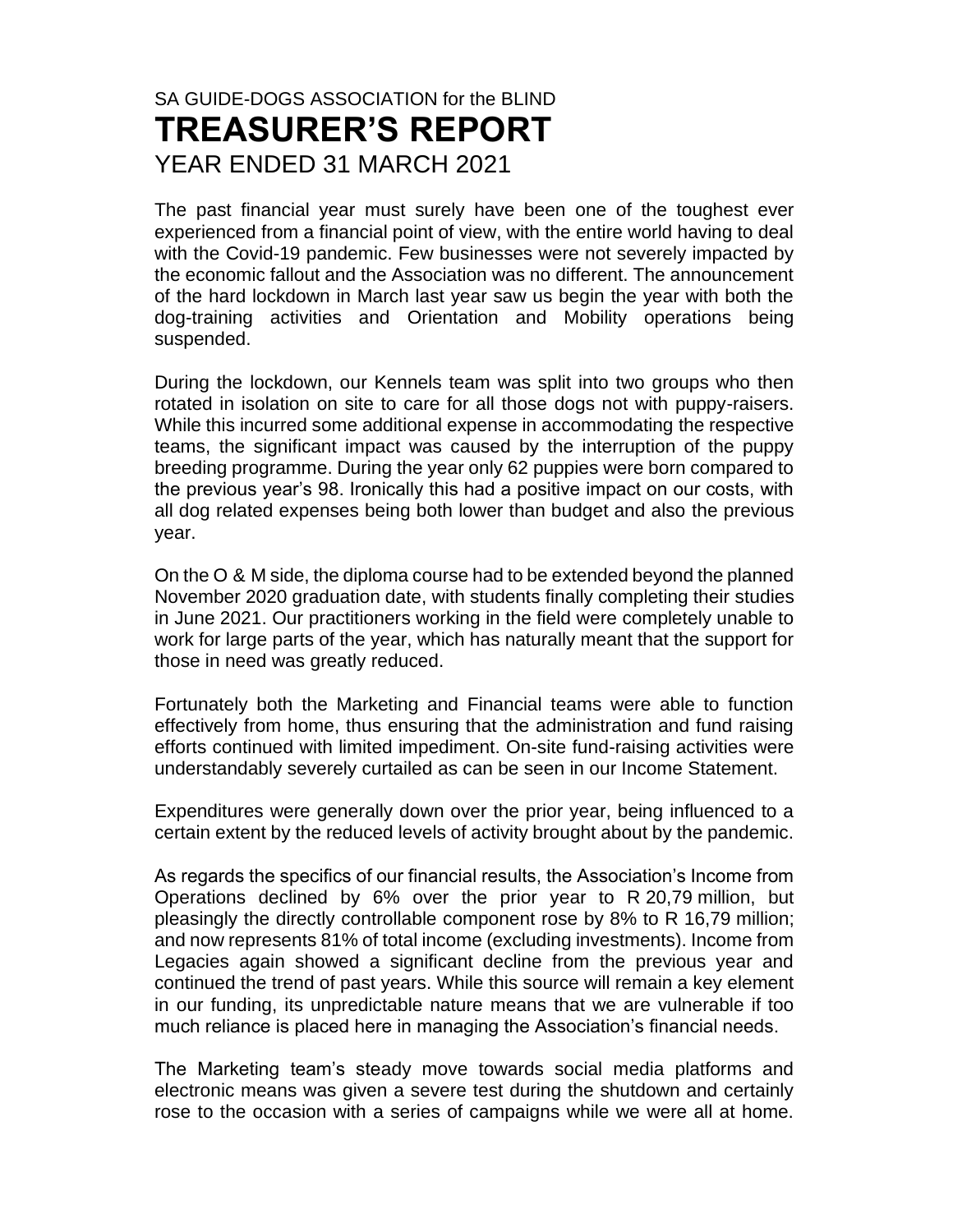SA GUIDE-DOGS ASSOCIATION for the BLIND

# TREASURER'S REPORT

YEAR ENDED 31 MARCH 2021

The past financial year must surely have been one of the toughest ever experienced from a financial point of view, with the entire world having to deal with the Covid-19 pandemic. Few businesses were not severely impacted by the economic fallout and the Association was no different. The announcement of the hard lockdown in March last year saw us begin the year with both the dog-training activities and Orientation and Mobility operations being suspended.

During the lockdown, our Kennels team was split into two groups who then rotated in isolation on site to care for all those dogs not with puppy-raisers. While this incurred some additional expense in accommodating the respective teams, the significant impact was caused by the interruption of the puppy breeding programme. During the year only 62 puppies were born compared to the previous year's 98. Ironically this had a positive impact on our costs, with all dog related expenses being both lower than budget and also the previous year.

On the O & M side, the diploma course had to be extended beyond the planned November 2020 graduation date, with students finally completing their studies in June 2021. Our practitioners working in the field were completely unable to work for large parts of the year, which has naturally meant that the support for those in need was greatly reduced.

Fortunately both the Marketing and Financial teams were able to function effectively from home, thus ensuring that the administration and fund raising efforts continued with limited impediment. On-site fund-raising activities were understandably severely curtailed as can be seen in our Income Statement.

Expenditures were generally down over the prior year, being influenced to a certain extent by the reduced levels of activity brought about by the pandemic.

As regards the specifics of our financial results, the Association's Income from Operations declined by 6% over the prior year to R 20,79 million, but pleasingly the directly controllable component rose by 8% to R 16,79 million; and now represents 81% of total income (excluding investments). Income from Legacies again showed a significant decline from the previous year and continued the trend of past years. While this source will remain a key element in our funding, its unpredictable nature means that we are vulnerable if too much reliance is placed here in managing the Association's financial needs.

The Marketing team's steady move towards social media platforms and electronic means was given a severe test during the shutdown and certainly rose to the occasion with a series of campaigns while we were all at home.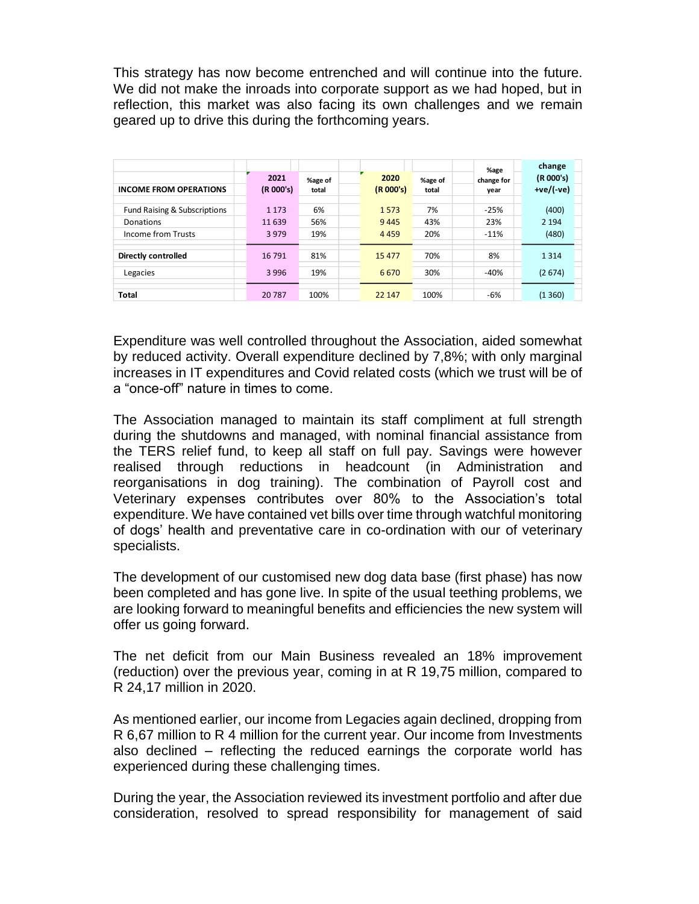This strategy has now become entrenched and will continue into the future. We did not make the inroads into corporate support as we had hoped, but in reflection, this market was also facing its own challenges and we remain geared up to drive this during the forthcoming years.

| INCOME FROM OPERATIONS | 2021 (R 000's) | %age of total | 2020 (R 000's) | %age of total | %age change for year | change (R 000's) +ve/(-ve) |
|---|---|---|---|---|---|---|
| Fund Raising & Subscriptions | 1 173 | 6% | 1 573 | 7% | -25% | (400) |
| Donations | 11 639 | 56% | 9 445 | 43% | 23% | 2 194 |
| Income from Trusts | 3 979 | 19% | 4 459 | 20% | -11% | (480) |
| **Directly controlled** | 16 791 | 81% | 15 477 | 70% | 8% | 1 314 |
| Legacies | 3 996 | 19% | 6 670 | 30% | -40% | (2 674) |
| **Total** | 20 787 | 100% | 22 147 | 100% | -6% | (1 360) |

Expenditure was well controlled throughout the Association, aided somewhat by reduced activity. Overall expenditure declined by 7,8%; with only marginal increases in IT expenditures and Covid related costs (which we trust will be of a "once-off" nature in times to come.

The Association managed to maintain its staff compliment at full strength during the shutdowns and managed, with nominal financial assistance from the TERS relief fund, to keep all staff on full pay. Savings were however realised through reductions in headcount (in Administration and reorganisations in dog training). The combination of Payroll cost and Veterinary expenses contributes over 80% to the Association's total expenditure. We have contained vet bills over time through watchful monitoring of dogs' health and preventative care in co-ordination with our of veterinary specialists.

The development of our customised new dog data base (first phase) has now been completed and has gone live. In spite of the usual teething problems, we are looking forward to meaningful benefits and efficiencies the new system will offer us going forward.

The net deficit from our Main Business revealed an 18% improvement (reduction) over the previous year, coming in at R 19,75 million, compared to R 24,17 million in 2020.

As mentioned earlier, our income from Legacies again declined, dropping from R 6,67 million to R 4 million for the current year. Our income from Investments also declined – reflecting the reduced earnings the corporate world has experienced during these challenging times.

During the year, the Association reviewed its investment portfolio and after due consideration, resolved to spread responsibility for management of said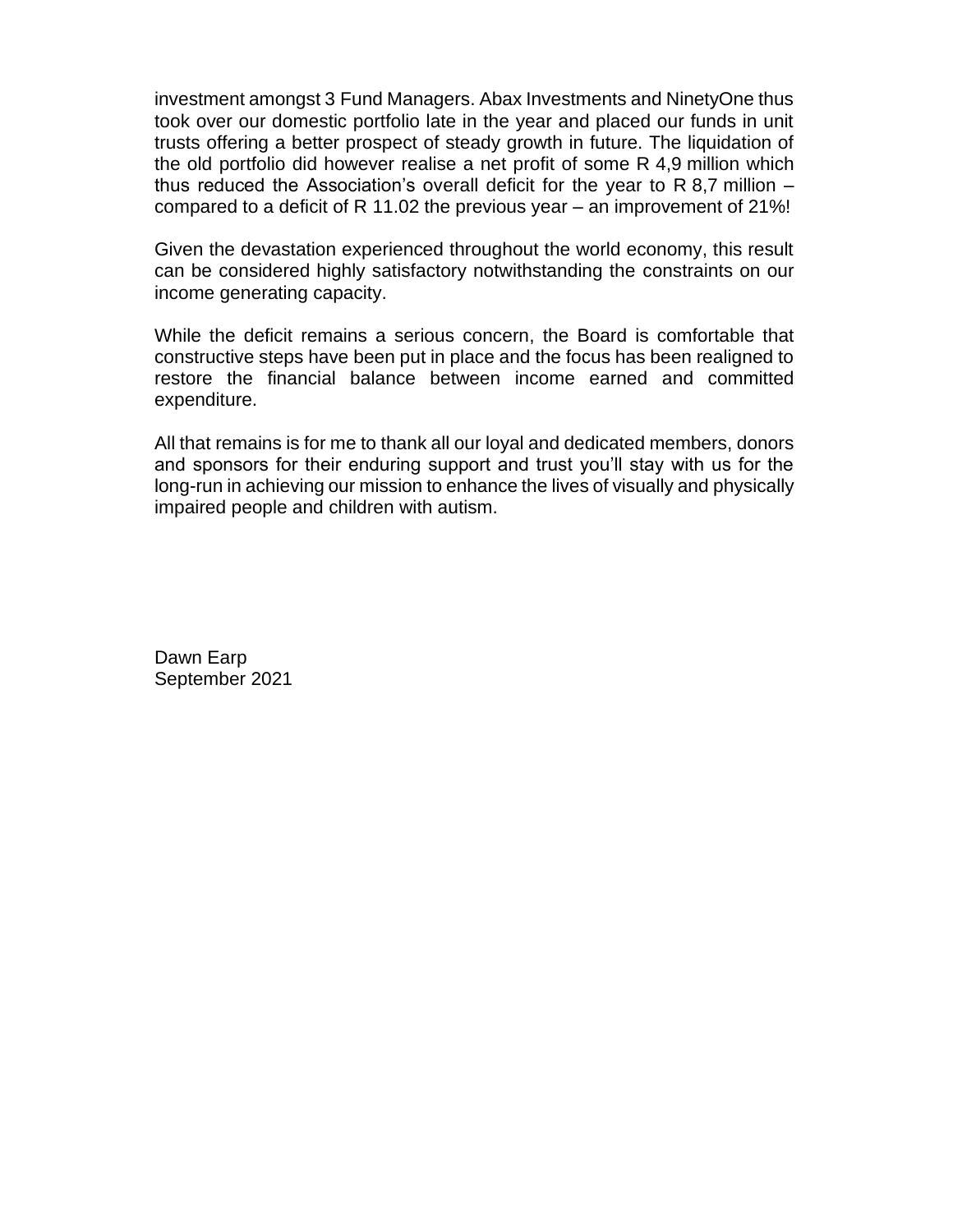investment amongst 3 Fund Managers. Abax Investments and NinetyOne thus took over our domestic portfolio late in the year and placed our funds in unit trusts offering a better prospect of steady growth in future. The liquidation of the old portfolio did however realise a net profit of some R 4,9 million which thus reduced the Association's overall deficit for the year to R 8,7 million – compared to a deficit of R 11.02 the previous year – an improvement of 21%!

Given the devastation experienced throughout the world economy, this result can be considered highly satisfactory notwithstanding the constraints on our income generating capacity.

While the deficit remains a serious concern, the Board is comfortable that constructive steps have been put in place and the focus has been realigned to restore the financial balance between income earned and committed expenditure.

All that remains is for me to thank all our loyal and dedicated members, donors and sponsors for their enduring support and trust you'll stay with us for the long-run in achieving our mission to enhance the lives of visually and physically impaired people and children with autism.

Dawn Earp  
September 2021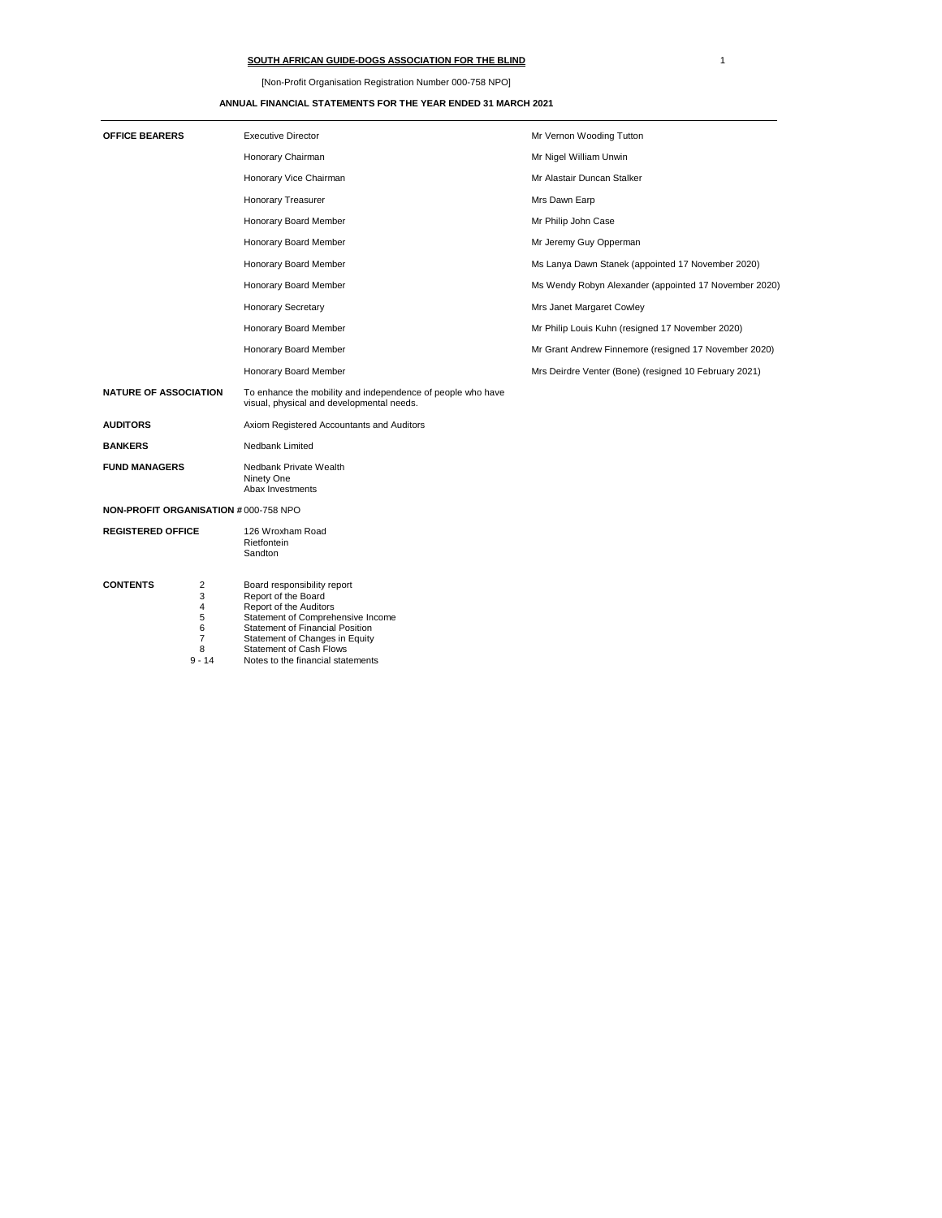# SOUTH AFRICAN GUIDE-DOGS ASSOCIATION FOR THE BLIND

[Non-Profit Organisation Registration Number 000-758 NPO]

## ANNUAL FINANCIAL STATEMENTS FOR THE YEAR ENDED 31 MARCH 2021

| | | |
|---|---|---|
| **OFFICE BEARERS** | Executive Director | Mr Vernon Wooding Tutton |
| | Honorary Chairman | Mr Nigel William Unwin |
| | Honorary Vice Chairman | Mr Alastair Duncan Stalker |
| | Honorary Treasurer | Mrs Dawn Earp |
| | Honorary Board Member | Mr Philip John Case |
| | Honorary Board Member | Mr Jeremy Guy Opperman |
| | Honorary Board Member | Ms Lanya Dawn Stanek (appointed 17 November 2020) |
| | Honorary Board Member | Ms Wendy Robyn Alexander (appointed 17 November 2020) |
| | Honorary Secretary | Mrs Janet Margaret Cowley |
| | Honorary Board Member | Mr Philip Louis Kuhn (resigned 17 November 2020) |
| | Honorary Board Member | Mr Grant Andrew Finnemore (resigned 17 November 2020) |
| | Honorary Board Member | Mrs Deirdre Venter (Bone) (resigned 10 February 2021) |

**NATURE OF ASSOCIATION** To enhance the mobility and independence of people who have visual, physical and developmental needs.

**AUDITORS** Axiom Registered Accountants and Auditors

**BANKERS** Nedbank Limited

**FUND MANAGERS**
Nedbank Private Wealth
Ninety One
Abax Investments

**NON-PROFIT ORGANISATION #** 000-758 NPO

**REGISTERED OFFICE**
126 Wroxham Road
Rietfontein
Sandton

**CONTENTS**

| | |
|---|---|
| 2 | Board responsibility report |
| 3 | Report of the Board |
| 4 | Report of the Auditors |
| 5 | Statement of Comprehensive Income |
| 6 | Statement of Financial Position |
| 7 | Statement of Changes in Equity |
| 8 | Statement of Cash Flows |
| 9 - 14 | Notes to the financial statements |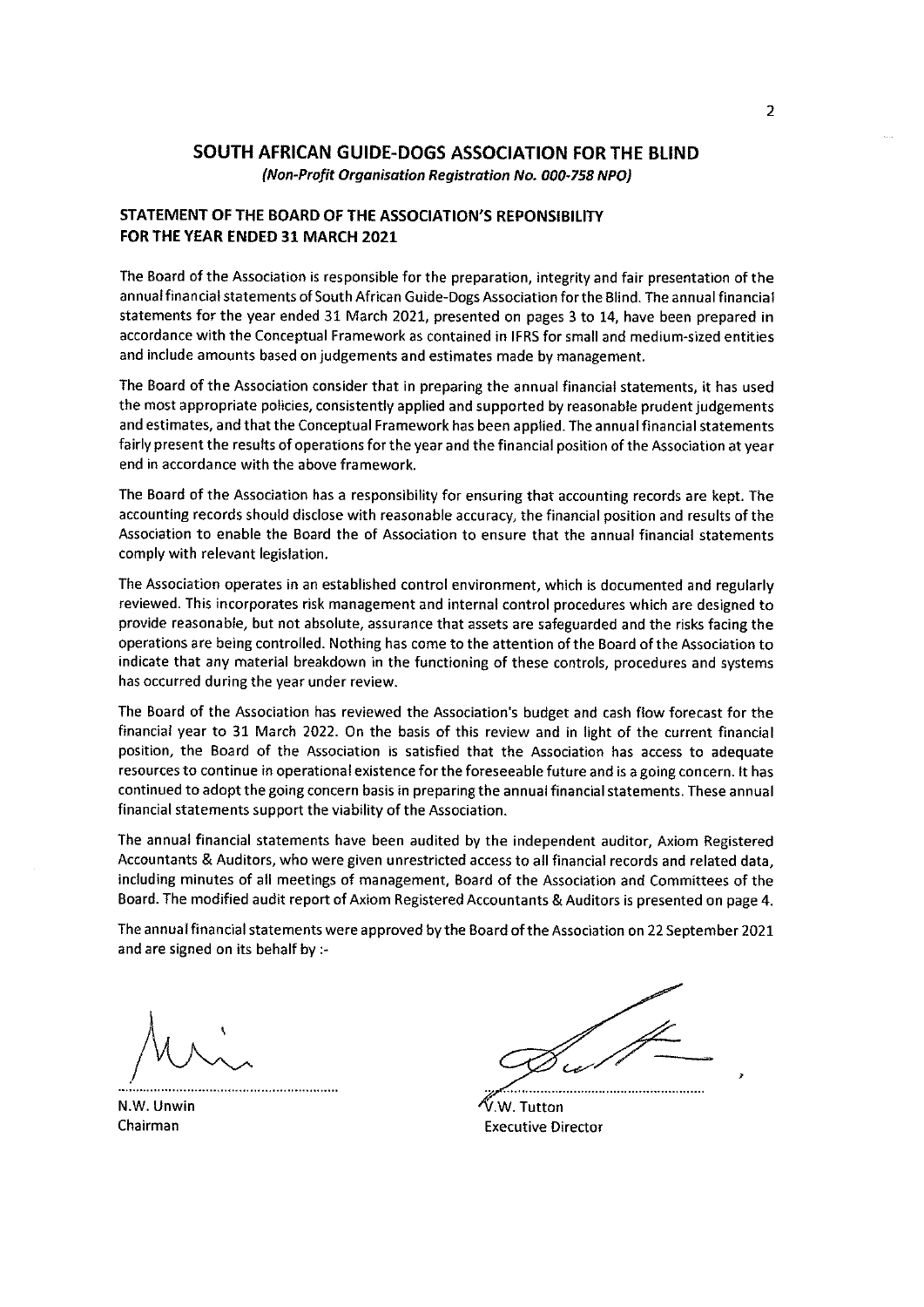# SOUTH AFRICAN GUIDE-DOGS ASSOCIATION FOR THE BLIND

***(Non-Profit Organisation Registration No. 000-758 NPO)***

## STATEMENT OF THE BOARD OF THE ASSOCIATION'S REPONSIBILITY FOR THE YEAR ENDED 31 MARCH 2021

The Board of the Association is responsible for the preparation, integrity and fair presentation of the annual financial statements of South African Guide-Dogs Association for the Blind. The annual financial statements for the year ended 31 March 2021, presented on pages 3 to 14, have been prepared in accordance with the Conceptual Framework as contained in IFRS for small and medium-sized entities and include amounts based on judgements and estimates made by management.

The Board of the Association consider that in preparing the annual financial statements, it has used the most appropriate policies, consistently applied and supported by reasonable prudent judgements and estimates, and that the Conceptual Framework has been applied. The annual financial statements fairly present the results of operations for the year and the financial position of the Association at year end in accordance with the above framework.

The Board of the Association has a responsibility for ensuring that accounting records are kept. The accounting records should disclose with reasonable accuracy, the financial position and results of the Association to enable the Board the of Association to ensure that the annual financial statements comply with relevant legislation.

The Association operates in an established control environment, which is documented and regularly reviewed. This incorporates risk management and internal control procedures which are designed to provide reasonable, but not absolute, assurance that assets are safeguarded and the risks facing the operations are being controlled. Nothing has come to the attention of the Board of the Association to indicate that any material breakdown in the functioning of these controls, procedures and systems has occurred during the year under review.

The Board of the Association has reviewed the Association's budget and cash flow forecast for the financial year to 31 March 2022. On the basis of this review and in light of the current financial position, the Board of the Association is satisfied that the Association has access to adequate resources to continue in operational existence for the foreseeable future and is a going concern. It has continued to adopt the going concern basis in preparing the annual financial statements. These annual financial statements support the viability of the Association.

The annual financial statements have been audited by the independent auditor, Axiom Registered Accountants & Auditors, who were given unrestricted access to all financial records and related data, including minutes of all meetings of management, Board of the Association and Committees of the Board. The modified audit report of Axiom Registered Accountants & Auditors is presented on page 4.

The annual financial statements were approved by the Board of the Association on 22 September 2021 and are signed on its behalf by :-

N.W. Unwin
Chairman

V.W. Tutton
Executive Director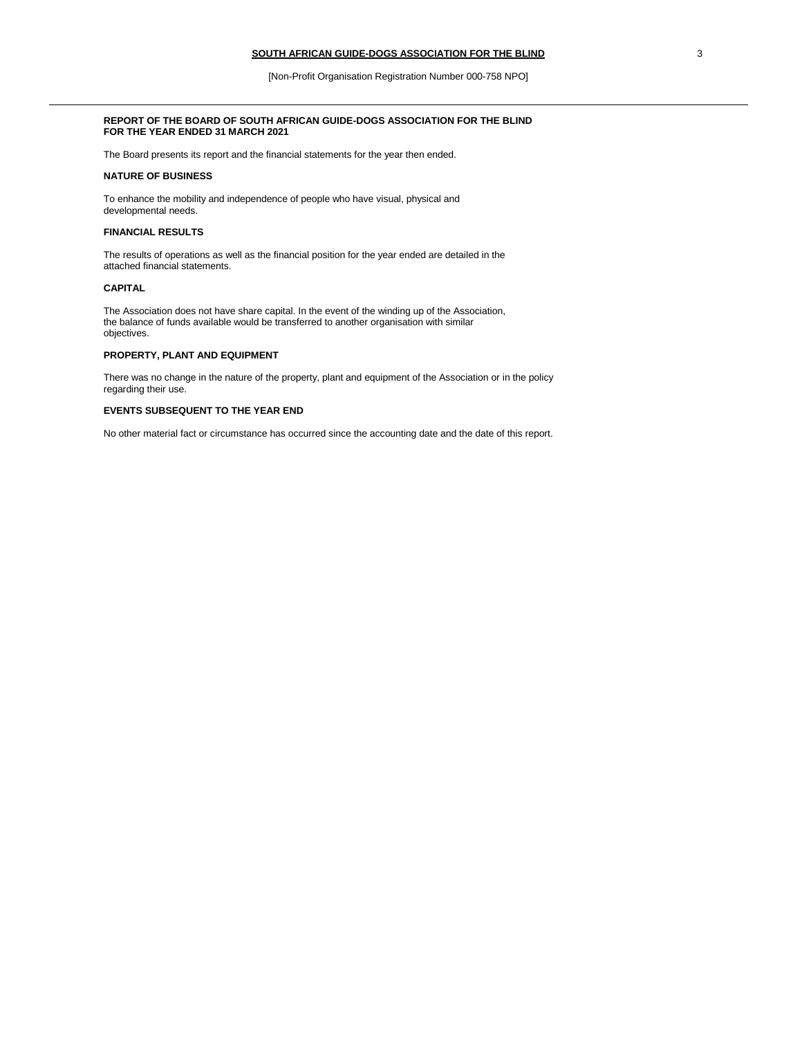**REPORT OF THE BOARD OF SOUTH AFRICAN GUIDE-DOGS ASSOCIATION FOR THE BLIND FOR THE YEAR ENDED 31 MARCH 2021**

The Board presents its report and the financial statements for the year then ended.

**NATURE OF BUSINESS**

To enhance the mobility and independence of people who have visual, physical and developmental needs.

**FINANCIAL RESULTS**

The results of operations as well as the financial position for the year ended are detailed in the attached financial statements.

**CAPITAL**

The Association does not have share capital. In the event of the winding up of the Association, the balance of funds available would be transferred to another organisation with similar objectives.

**PROPERTY, PLANT AND EQUIPMENT**

There was no change in the nature of the property, plant and equipment of the Association or in the policy regarding their use.

**EVENTS SUBSEQUENT TO THE YEAR END**

No other material fact or circumstance has occurred since the accounting date and the date of this report.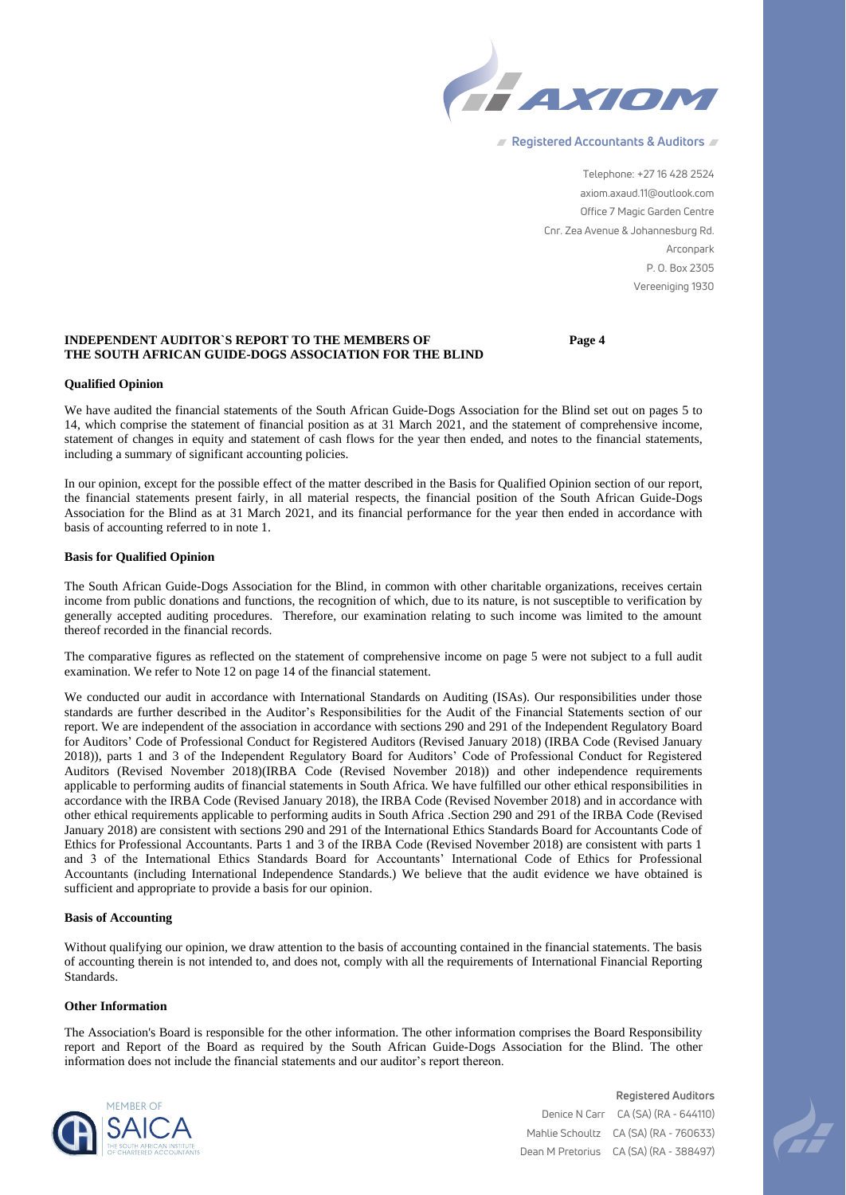AXIOM

Registered Accountants & Auditors

Telephone: +27 16 428 2524
axiom.axaud.11@outlook.com
Office 7 Magic Garden Centre
Cnr. Zea Avenue & Johannesburg Rd.
Arconpark
P. O. Box 2305
Vereeniging 1930

**INDEPENDENT AUDITOR`S REPORT TO THE MEMBERS OF THE SOUTH AFRICAN GUIDE-DOGS ASSOCIATION FOR THE BLIND**

**Qualified Opinion**

We have audited the financial statements of the South African Guide-Dogs Association for the Blind set out on pages 5 to 14, which comprise the statement of financial position as at 31 March 2021, and the statement of comprehensive income, statement of changes in equity and statement of cash flows for the year then ended, and notes to the financial statements, including a summary of significant accounting policies.

In our opinion, except for the possible effect of the matter described in the Basis for Qualified Opinion section of our report, the financial statements present fairly, in all material respects, the financial position of the South African Guide-Dogs Association for the Blind as at 31 March 2021, and its financial performance for the year then ended in accordance with basis of accounting referred to in note 1.

**Basis for Qualified Opinion**

The South African Guide-Dogs Association for the Blind, in common with other charitable organizations, receives certain income from public donations and functions, the recognition of which, due to its nature, is not susceptible to verification by generally accepted auditing procedures. Therefore, our examination relating to such income was limited to the amount thereof recorded in the financial records.

The comparative figures as reflected on the statement of comprehensive income on page 5 were not subject to a full audit examination. We refer to Note 12 on page 14 of the financial statement.

We conducted our audit in accordance with International Standards on Auditing (ISAs). Our responsibilities under those standards are further described in the Auditor's Responsibilities for the Audit of the Financial Statements section of our report. We are independent of the association in accordance with sections 290 and 291 of the Independent Regulatory Board for Auditors' Code of Professional Conduct for Registered Auditors (Revised January 2018) (IRBA Code (Revised January 2018)), parts 1 and 3 of the Independent Regulatory Board for Auditors' Code of Professional Conduct for Registered Auditors (Revised November 2018)(IRBA Code (Revised November 2018)) and other independence requirements applicable to performing audits of financial statements in South Africa. We have fulfilled our other ethical responsibilities in accordance with the IRBA Code (Revised January 2018), the IRBA Code (Revised November 2018) and in accordance with other ethical requirements applicable to performing audits in South Africa .Section 290 and 291 of the IRBA Code (Revised January 2018) are consistent with sections 290 and 291 of the International Ethics Standards Board for Accountants Code of Ethics for Professional Accountants. Parts 1 and 3 of the IRBA Code (Revised November 2018) are consistent with parts 1 and 3 of the International Ethics Standards Board for Accountants' International Code of Ethics for Professional Accountants (including International Independence Standards.) We believe that the audit evidence we have obtained is sufficient and appropriate to provide a basis for our opinion.

**Basis of Accounting**

Without qualifying our opinion, we draw attention to the basis of accounting contained in the financial statements. The basis of accounting therein is not intended to, and does not, comply with all the requirements of International Financial Reporting Standards.

**Other Information**

The Association's Board is responsible for the other information. The other information comprises the Board Responsibility report and Report of the Board as required by the South African Guide-Dogs Association for the Blind. The other information does not include the financial statements and our auditor's report thereon.

MEMBER OF SAICA THE SOUTH AFRICAN INSTITUTE OF CHARTERED ACCOUNTANTS

Registered Auditors
Denice N Carr CA (SA) (RA - 644110)
Mahlie Schoultz CA (SA) (RA - 760633)
Dean M Pretorius CA (SA) (RA - 388497)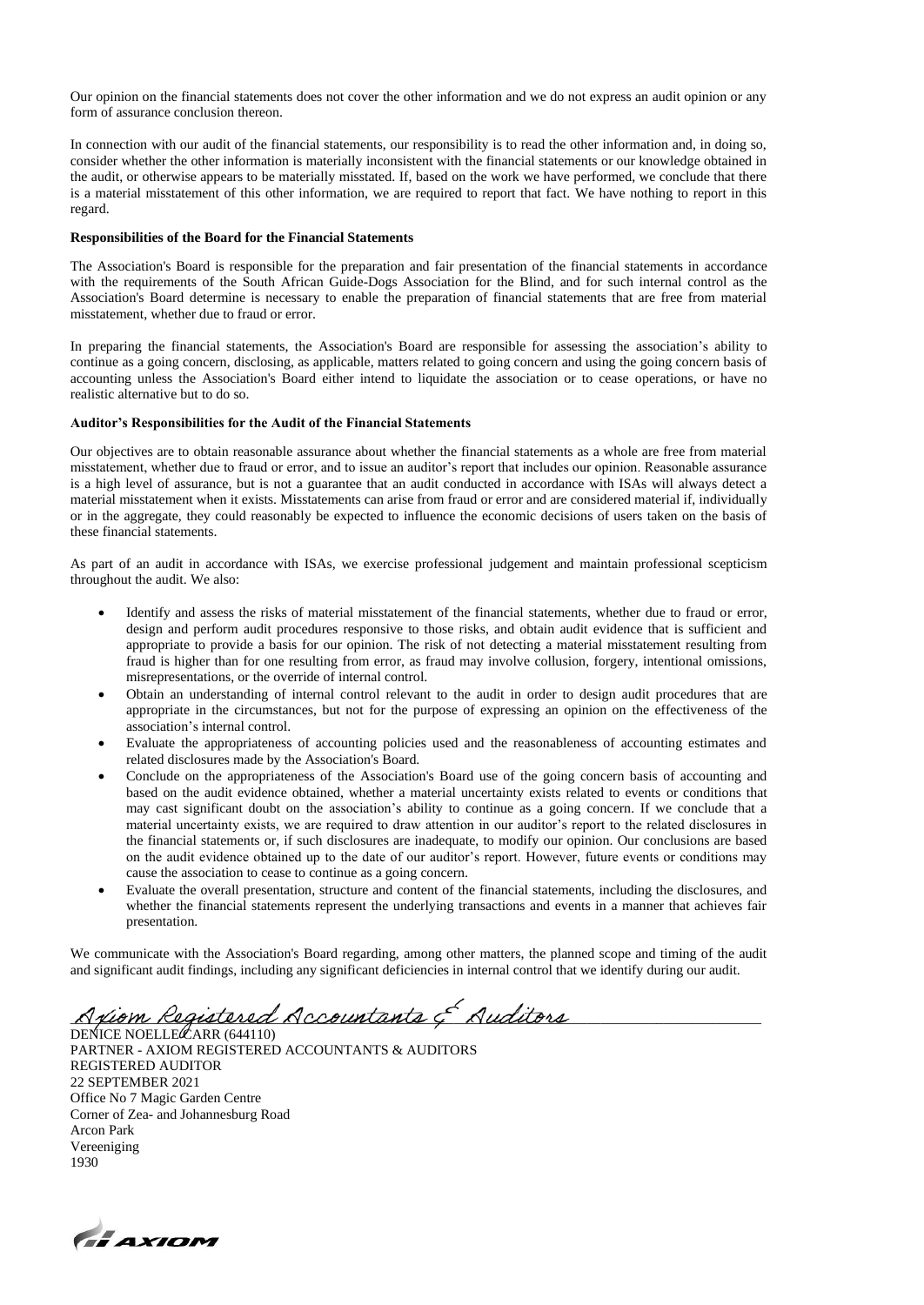Our opinion on the financial statements does not cover the other information and we do not express an audit opinion or any form of assurance conclusion thereon.

In connection with our audit of the financial statements, our responsibility is to read the other information and, in doing so, consider whether the other information is materially inconsistent with the financial statements or our knowledge obtained in the audit, or otherwise appears to be materially misstated. If, based on the work we have performed, we conclude that there is a material misstatement of this other information, we are required to report that fact. We have nothing to report in this regard.

**Responsibilities of the Board for the Financial Statements**

The Association's Board is responsible for the preparation and fair presentation of the financial statements in accordance with the requirements of the South African Guide-Dogs Association for the Blind, and for such internal control as the Association's Board determine is necessary to enable the preparation of financial statements that are free from material misstatement, whether due to fraud or error.

In preparing the financial statements, the Association's Board are responsible for assessing the association's ability to continue as a going concern, disclosing, as applicable, matters related to going concern and using the going concern basis of accounting unless the Association's Board either intend to liquidate the association or to cease operations, or have no realistic alternative but to do so.

**Auditor's Responsibilities for the Audit of the Financial Statements**

Our objectives are to obtain reasonable assurance about whether the financial statements as a whole are free from material misstatement, whether due to fraud or error, and to issue an auditor's report that includes our opinion. Reasonable assurance is a high level of assurance, but is not a guarantee that an audit conducted in accordance with ISAs will always detect a material misstatement when it exists. Misstatements can arise from fraud or error and are considered material if, individually or in the aggregate, they could reasonably be expected to influence the economic decisions of users taken on the basis of these financial statements.

As part of an audit in accordance with ISAs, we exercise professional judgement and maintain professional scepticism throughout the audit. We also:

- Identify and assess the risks of material misstatement of the financial statements, whether due to fraud or error, design and perform audit procedures responsive to those risks, and obtain audit evidence that is sufficient and appropriate to provide a basis for our opinion. The risk of not detecting a material misstatement resulting from fraud is higher than for one resulting from error, as fraud may involve collusion, forgery, intentional omissions, misrepresentations, or the override of internal control.
- Obtain an understanding of internal control relevant to the audit in order to design audit procedures that are appropriate in the circumstances, but not for the purpose of expressing an opinion on the effectiveness of the association's internal control.
- Evaluate the appropriateness of accounting policies used and the reasonableness of accounting estimates and related disclosures made by the Association's Board.
- Conclude on the appropriateness of the Association's Board use of the going concern basis of accounting and based on the audit evidence obtained, whether a material uncertainty exists related to events or conditions that may cast significant doubt on the association's ability to continue as a going concern. If we conclude that a material uncertainty exists, we are required to draw attention in our auditor's report to the related disclosures in the financial statements or, if such disclosures are inadequate, to modify our opinion. Our conclusions are based on the audit evidence obtained up to the date of our auditor's report. However, future events or conditions may cause the association to cease to continue as a going concern.
- Evaluate the overall presentation, structure and content of the financial statements, including the disclosures, and whether the financial statements represent the underlying transactions and events in a manner that achieves fair presentation.

We communicate with the Association's Board regarding, among other matters, the planned scope and timing of the audit and significant audit findings, including any significant deficiencies in internal control that we identify during our audit.

*Axiom Registered Accountants & Auditors*

DENICE NOELLE CARR (644110)
PARTNER - AXIOM REGISTERED ACCOUNTANTS & AUDITORS
REGISTERED AUDITOR
22 SEPTEMBER 2021
Office No 7 Magic Garden Centre
Corner of Zea- and Johannesburg Road
Arcon Park
Vereeniging
1930

AXIOM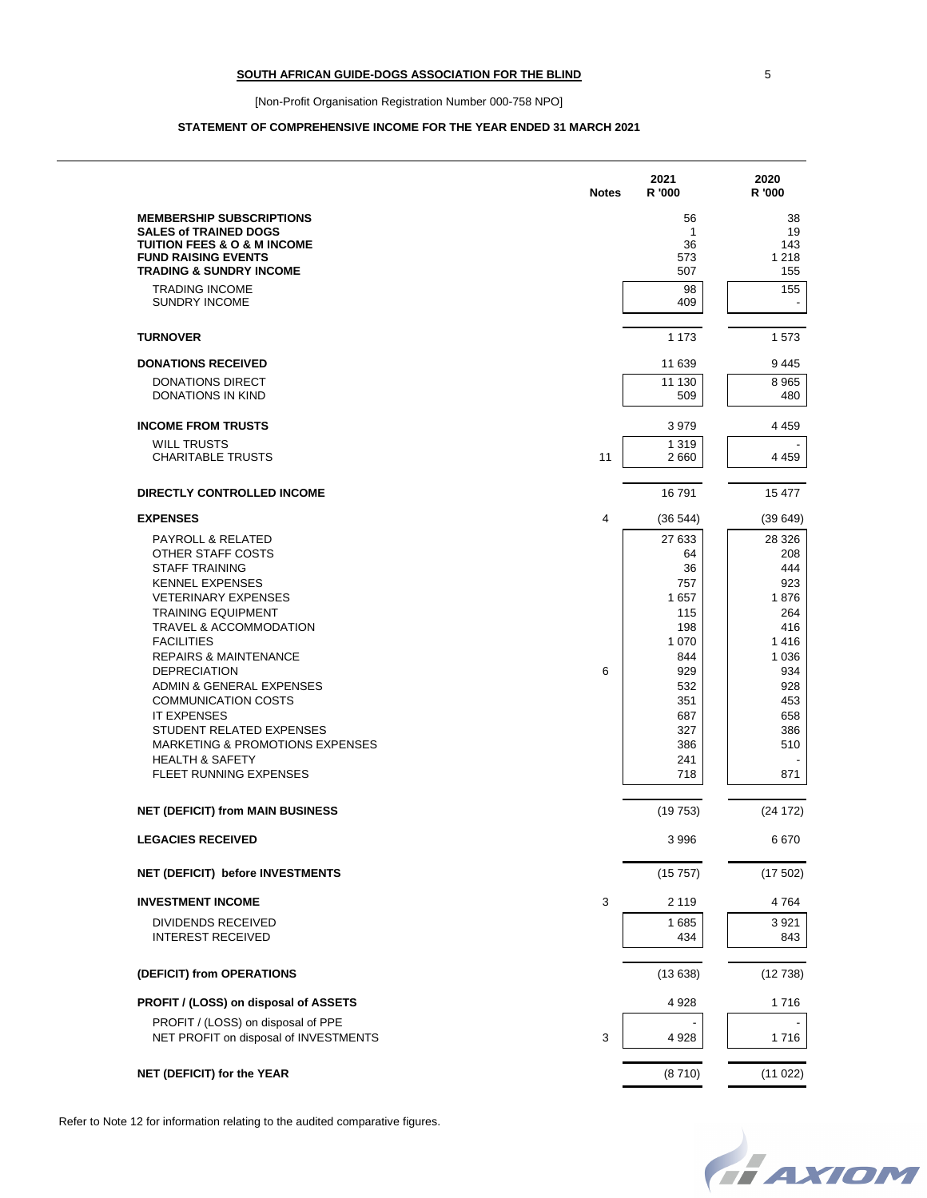**SOUTH AFRICAN GUIDE-DOGS ASSOCIATION FOR THE BLIND**

[Non-Profit Organisation Registration Number 000-758 NPO]

**STATEMENT OF COMPREHENSIVE INCOME FOR THE YEAR ENDED 31 MARCH 2021**

| | Notes | 2021 R '000 | | 2020 R '000 | |
|---|---|---|---|---|---|
| **MEMBERSHIP SUBSCRIPTIONS** | | | 56 | | 38 |
| **SALES of TRAINED DOGS** | | | 1 | | 19 |
| **TUITION FEES & O & M INCOME** | | | 36 | | 143 |
| **FUND RAISING EVENTS** | | | 573 | | 1 218 |
| **TRADING & SUNDRY INCOME** | | | 507 | | 155 |
| TRADING INCOME | | 98 | | 155 | |
| SUNDRY INCOME | | 409 | | - | |
| **TURNOVER** | | | 1 173 | | 1 573 |
| **DONATIONS RECEIVED** | | | 11 639 | | 9 445 |
| DONATIONS DIRECT | | 11 130 | | 8 965 | |
| DONATIONS IN KIND | | 509 | | 480 | |
| **INCOME FROM TRUSTS** | | | 3 979 | | 4 459 |
| WILL TRUSTS | | 1 319 | | - | |
| CHARITABLE TRUSTS | 11 | 2 660 | | 4 459 | |
| **DIRECTLY CONTROLLED INCOME** | | | 16 791 | | 15 477 |
| **EXPENSES** | 4 | | (36 544) | | (39 649) |
| PAYROLL & RELATED | | 27 633 | | 28 326 | |
| OTHER STAFF COSTS | | 64 | | 208 | |
| STAFF TRAINING | | 36 | | 444 | |
| KENNEL EXPENSES | | 757 | | 923 | |
| VETERINARY EXPENSES | | 1 657 | | 1 876 | |
| TRAINING EQUIPMENT | | 115 | | 264 | |
| TRAVEL & ACCOMMODATION | | 198 | | 416 | |
| FACILITIES | | 1 070 | | 1 416 | |
| REPAIRS & MAINTENANCE | | 844 | | 1 036 | |
| DEPRECIATION | 6 | 929 | | 934 | |
| ADMIN & GENERAL EXPENSES | | 532 | | 928 | |
| COMMUNICATION COSTS | | 351 | | 453 | |
| IT EXPENSES | | 687 | | 658 | |
| STUDENT RELATED EXPENSES | | 327 | | 386 | |
| MARKETING & PROMOTIONS EXPENSES | | 386 | | 510 | |
| HEALTH & SAFETY | | 241 | | - | |
| FLEET RUNNING EXPENSES | | 718 | | 871 | |
| **NET (DEFICIT) from MAIN BUSINESS** | | | (19 753) | | (24 172) |
| **LEGACIES RECEIVED** | | | 3 996 | | 6 670 |
| **NET (DEFICIT) before INVESTMENTS** | | | (15 757) | | (17 502) |
| **INVESTMENT INCOME** | 3 | | 2 119 | | 4 764 |
| DIVIDENDS RECEIVED | | 1 685 | | 3 921 | |
| INTEREST RECEIVED | | 434 | | 843 | |
| **(DEFICIT) from OPERATIONS** | | | (13 638) | | (12 738) |
| **PROFIT / (LOSS) on disposal of ASSETS** | | | 4 928 | | 1 716 |
| PROFIT / (LOSS) on disposal of PPE | | - | | - | |
| NET PROFIT on disposal of INVESTMENTS | 3 | 4 928 | | 1 716 | |
| **NET (DEFICIT) for the YEAR** | | | (8 710) | | (11 022) |

Refer to Note 12 for information relating to the audited comparative figures.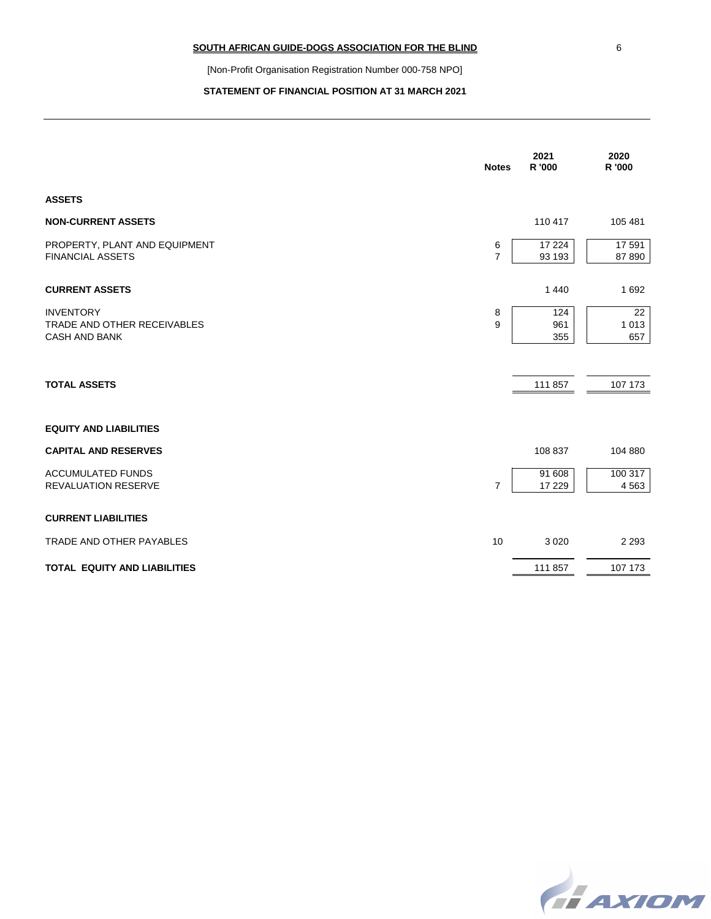**SOUTH AFRICAN GUIDE-DOGS ASSOCIATION FOR THE BLIND**

[Non-Profit Organisation Registration Number 000-758 NPO]

**STATEMENT OF FINANCIAL POSITION AT 31 MARCH 2021**

| | Notes | 2021 R '000 | 2020 R '000 |
|---|---|---|---|
| **ASSETS** | | | |
| **NON-CURRENT ASSETS** | | 110 417 | 105 481 |
| PROPERTY, PLANT AND EQUIPMENT | 6 | 17 224 | 17 591 |
| FINANCIAL ASSETS | 7 | 93 193 | 87 890 |
| **CURRENT ASSETS** | | 1 440 | 1 692 |
| INVENTORY | 8 | 124 | 22 |
| TRADE AND OTHER RECEIVABLES | 9 | 961 | 1 013 |
| CASH AND BANK | | 355 | 657 |
| **TOTAL ASSETS** | | 111 857 | 107 173 |
| **EQUITY AND LIABILITIES** | | | |
| **CAPITAL AND RESERVES** | | 108 837 | 104 880 |
| ACCUMULATED FUNDS | | 91 608 | 100 317 |
| REVALUATION RESERVE | 7 | 17 229 | 4 563 |
| **CURRENT LIABILITIES** | | | |
| TRADE AND OTHER PAYABLES | 10 | 3 020 | 2 293 |
| **TOTAL EQUITY AND LIABILITIES** | | 111 857 | 107 173 |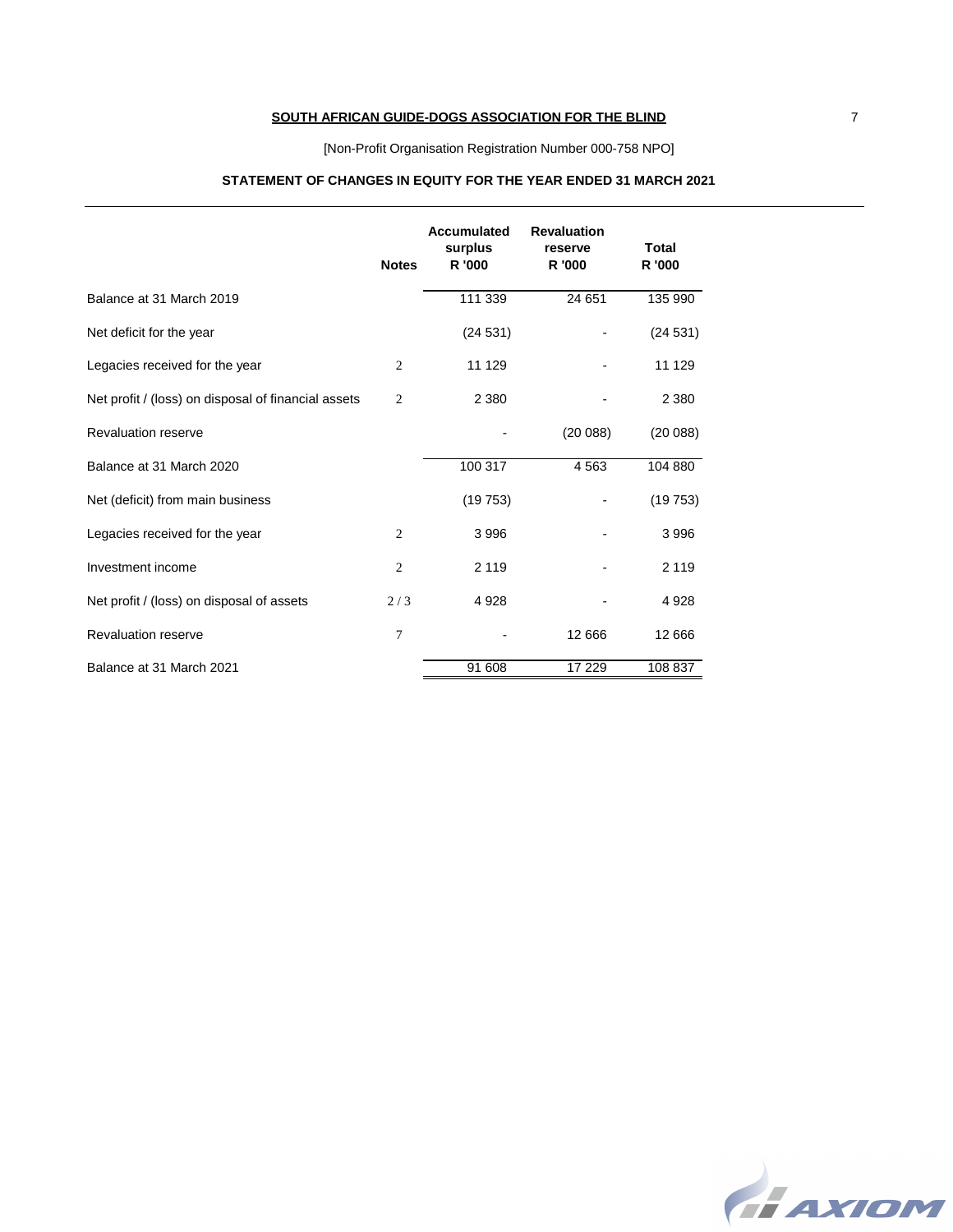**SOUTH AFRICAN GUIDE-DOGS ASSOCIATION FOR THE BLIND**

[Non-Profit Organisation Registration Number 000-758 NPO]

**STATEMENT OF CHANGES IN EQUITY FOR THE YEAR ENDED 31 MARCH 2021**

| | Notes | Accumulated surplus R '000 | Revaluation reserve R '000 | Total R '000 |
|---|---|---|---|---|
| Balance at 31 March 2019 | | 111 339 | 24 651 | 135 990 |
| Net deficit for the year | | (24 531) | - | (24 531) |
| Legacies received for the year | 2 | 11 129 | - | 11 129 |
| Net profit / (loss) on disposal of financial assets | 2 | 2 380 | - | 2 380 |
| Revaluation reserve | | - | (20 088) | (20 088) |
| Balance at 31 March 2020 | | 100 317 | 4 563 | 104 880 |
| Net (deficit) from main business | | (19 753) | - | (19 753) |
| Legacies received for the year | 2 | 3 996 | - | 3 996 |
| Investment income | 2 | 2 119 | - | 2 119 |
| Net profit / (loss) on disposal of assets | 2 / 3 | 4 928 | - | 4 928 |
| Revaluation reserve | 7 | - | 12 666 | 12 666 |
| Balance at 31 March 2021 | | 91 608 | 17 229 | 108 837 |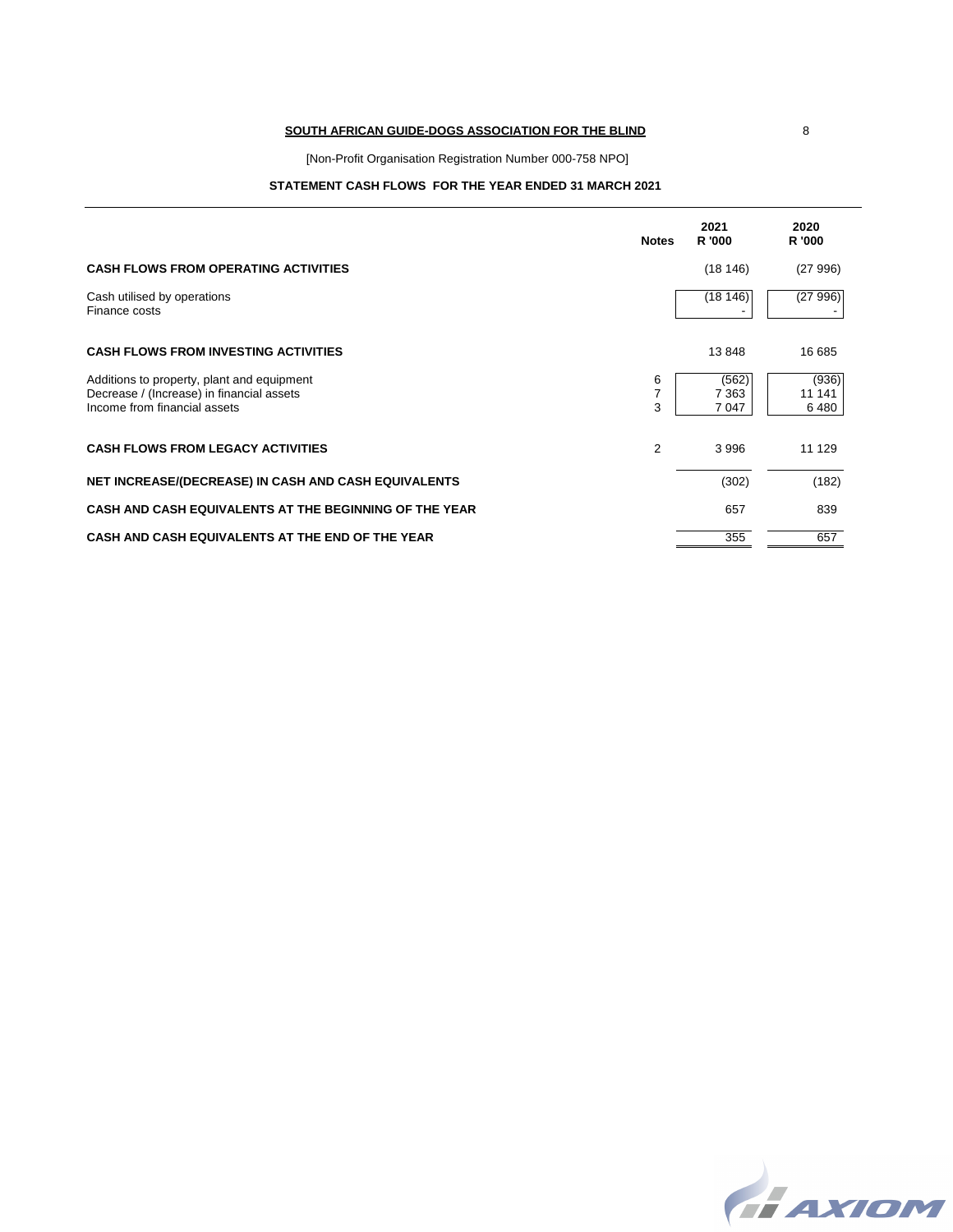**SOUTH AFRICAN GUIDE-DOGS ASSOCIATION FOR THE BLIND**

[Non-Profit Organisation Registration Number 000-758 NPO]

**STATEMENT CASH FLOWS FOR THE YEAR ENDED 31 MARCH 2021**

| | Notes | 2021 R '000 | 2020 R '000 |
|---|---|---|---|
| **CASH FLOWS FROM OPERATING ACTIVITIES** | | (18 146) | (27 996) |
| Cash utilised by operations | | (18 146) | (27 996) |
| Finance costs | | - | - |
| **CASH FLOWS FROM INVESTING ACTIVITIES** | | 13 848 | 16 685 |
| Additions to property, plant and equipment | 6 | (562) | (936) |
| Decrease / (Increase) in financial assets | 7 | 7 363 | 11 141 |
| Income from financial assets | 3 | 7 047 | 6 480 |
| **CASH FLOWS FROM LEGACY ACTIVITIES** | 2 | 3 996 | 11 129 |
| **NET INCREASE/(DECREASE) IN CASH AND CASH EQUIVALENTS** | | (302) | (182) |
| **CASH AND CASH EQUIVALENTS AT THE BEGINNING OF THE YEAR** | | 657 | 839 |
| **CASH AND CASH EQUIVALENTS AT THE END OF THE YEAR** | | 355 | 657 |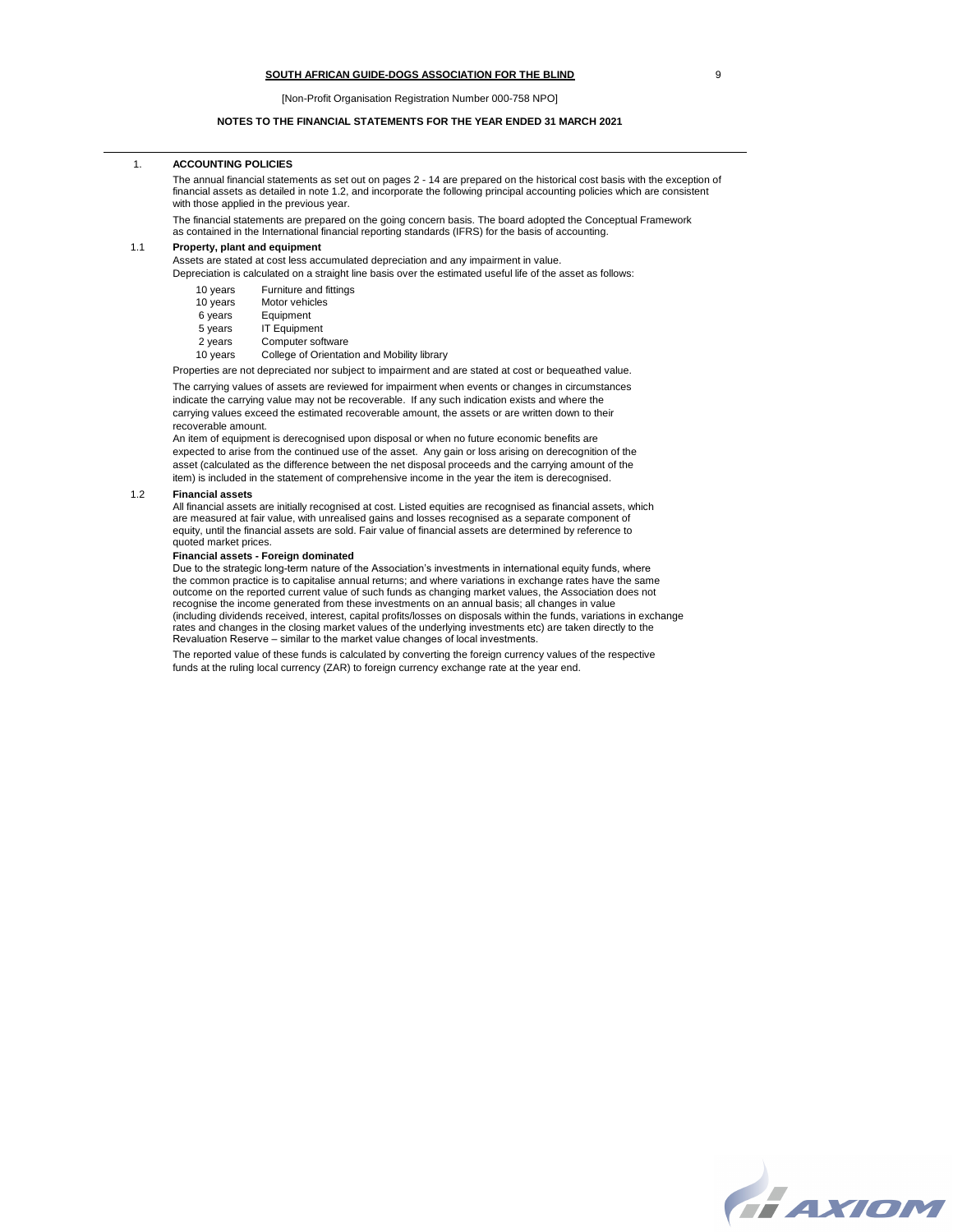**SOUTH AFRICAN GUIDE-DOGS ASSOCIATION FOR THE BLIND**

[Non-Profit Organisation Registration Number 000-758 NPO]

**NOTES TO THE FINANCIAL STATEMENTS FOR THE YEAR ENDED 31 MARCH 2021**

## 1. ACCOUNTING POLICIES

The annual financial statements as set out on pages 2 - 14 are prepared on the historical cost basis with the exception of financial assets as detailed in note 1.2, and incorporate the following principal accounting policies which are consistent with those applied in the previous year.

The financial statements are prepared on the going concern basis. The board adopted the Conceptual Framework as contained in the International financial reporting standards (IFRS) for the basis of accounting.

### 1.1 Property, plant and equipment

Assets are stated at cost less accumulated depreciation and any impairment in value.
Depreciation is calculated on a straight line basis over the estimated useful life of the asset as follows:

| | |
|---|---|
| 10 years | Furniture and fittings |
| 10 years | Motor vehicles |
| 6 years | Equipment |
| 5 years | IT Equipment |
| 2 years | Computer software |
| 10 years | College of Orientation and Mobility library |

Properties are not depreciated nor subject to impairment and are stated at cost or bequeathed value.

The carrying values of assets are reviewed for impairment when events or changes in circumstances indicate the carrying value may not be recoverable. If any such indication exists and where the carrying values exceed the estimated recoverable amount, the assets or are written down to their recoverable amount.

An item of equipment is derecognised upon disposal or when no future economic benefits are expected to arise from the continued use of the asset. Any gain or loss arising on derecognition of the asset (calculated as the difference between the net disposal proceeds and the carrying amount of the item) is included in the statement of comprehensive income in the year the item is derecognised.

### 1.2 Financial assets

All financial assets are initially recognised at cost. Listed equities are recognised as financial assets, which are measured at fair value, with unrealised gains and losses recognised as a separate component of equity, until the financial assets are sold. Fair value of financial assets are determined by reference to quoted market prices.

**Financial assets - Foreign dominated**

Due to the strategic long-term nature of the Association's investments in international equity funds, where the common practice is to capitalise annual returns; and where variations in exchange rates have the same outcome on the reported current value of such funds as changing market values, the Association does not recognise the income generated from these investments on an annual basis; all changes in value (including dividends received, interest, capital profits/losses on disposals within the funds, variations in exchange rates and changes in the closing market values of the underlying investments etc) are taken directly to the Revaluation Reserve – similar to the market value changes of local investments.

The reported value of these funds is calculated by converting the foreign currency values of the respective funds at the ruling local currency (ZAR) to foreign currency exchange rate at the year end.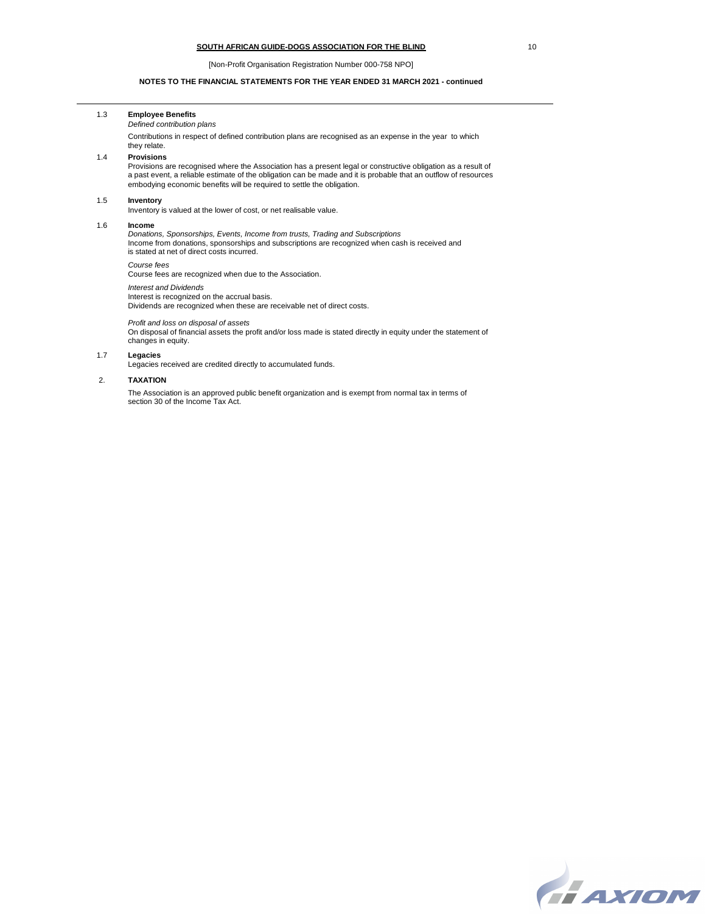**SOUTH AFRICAN GUIDE-DOGS ASSOCIATION FOR THE BLIND**

[Non-Profit Organisation Registration Number 000-758 NPO]

**NOTES TO THE FINANCIAL STATEMENTS FOR THE YEAR ENDED 31 MARCH 2021 - continued**

---

### 1.3 Employee Benefits

*Defined contribution plans*

Contributions in respect of defined contribution plans are recognised as an expense in the year to which they relate.

### 1.4 Provisions

Provisions are recognised where the Association has a present legal or constructive obligation as a result of a past event, a reliable estimate of the obligation can be made and it is probable that an outflow of resources embodying economic benefits will be required to settle the obligation.

### 1.5 Inventory

Inventory is valued at the lower of cost, or net realisable value.

### 1.6 Income

*Donations, Sponsorships, Events, Income from trusts, Trading and Subscriptions*

Income from donations, sponsorships and subscriptions are recognized when cash is received and is stated at net of direct costs incurred.

*Course fees*

Course fees are recognized when due to the Association.

*Interest and Dividends*

Interest is recognized on the accrual basis.
Dividends are recognized when these are receivable net of direct costs.

*Profit and loss on disposal of assets*

On disposal of financial assets the profit and/or loss made is stated directly in equity under the statement of changes in equity.

### 1.7 Legacies

Legacies received are credited directly to accumulated funds.

## 2. TAXATION

The Association is an approved public benefit organization and is exempt from normal tax in terms of section 30 of the Income Tax Act.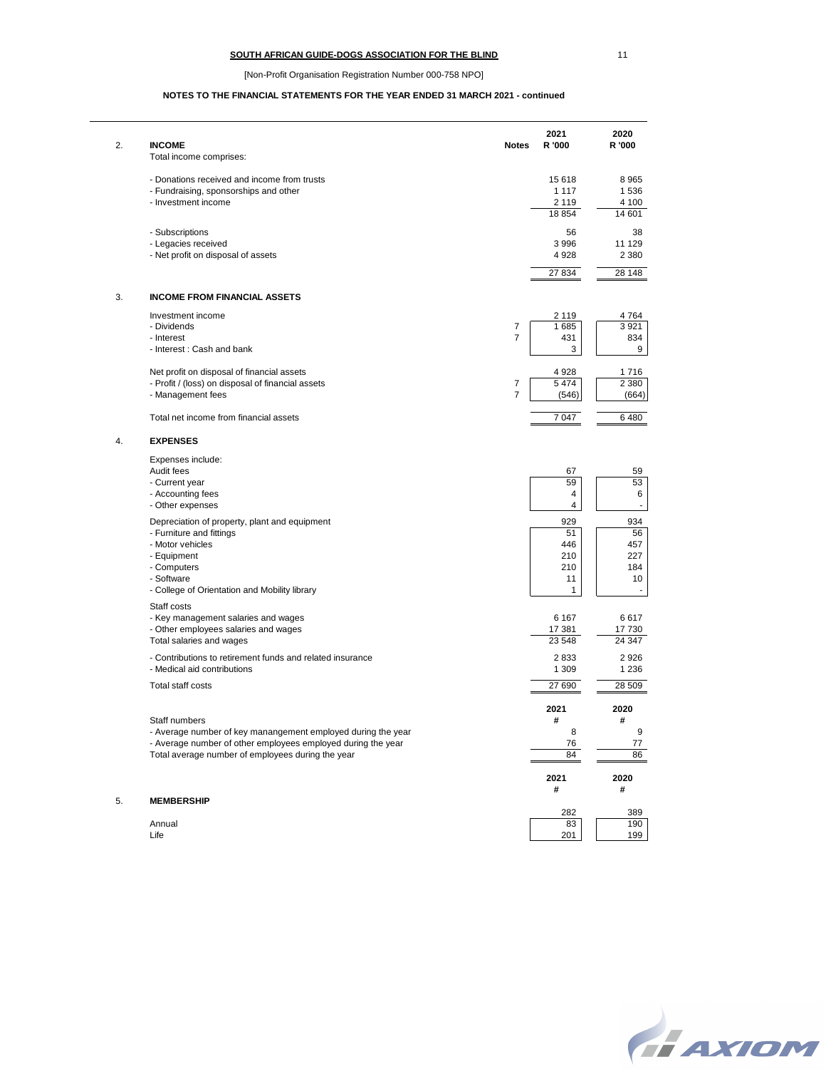**SOUTH AFRICAN GUIDE-DOGS ASSOCIATION FOR THE BLIND**

[Non-Profit Organisation Registration Number 000-758 NPO]

**NOTES TO THE FINANCIAL STATEMENTS FOR THE YEAR ENDED 31 MARCH 2021 - continued**

| | | Notes | 2021<br>R '000 | 2020<br>R '000 |
|---|---|---|---|---|
| 2. | **INCOME** | | | |
| | Total income comprises: | | | |
| | - Donations received and income from trusts | | 15 618 | 8 965 |
| | - Fundraising, sponsorships and other | | 1 117 | 1 536 |
| | - Investment income | | 2 119 | 4 100 |
| | | | 18 854 | 14 601 |
| | - Subscriptions | | 56 | 38 |
| | - Legacies received | | 3 996 | 11 129 |
| | - Net profit on disposal of assets | | 4 928 | 2 380 |
| | | | 27 834 | 28 148 |
| 3. | **INCOME FROM FINANCIAL ASSETS** | | | |
| | Investment income | | 2 119 | 4 764 |
| | - Dividends | 7 | 1 685 | 3 921 |
| | - Interest | 7 | 431 | 834 |
| | - Interest : Cash and bank | | 3 | 9 |
| | Net profit on disposal of financial assets | | 4 928 | 1 716 |
| | - Profit / (loss) on disposal of financial assets | 7 | 5 474 | 2 380 |
| | - Management fees | 7 | (546) | (664) |
| | Total net income from financial assets | | 7 047 | 6 480 |
| 4. | **EXPENSES** | | | |
| | Expenses include: | | | |
| | Audit fees | | 67 | 59 |
| | - Current year | | 59 | 53 |
| | - Accounting fees | | 4 | 6 |
| | - Other expenses | | 4 | - |
| | Depreciation of property, plant and equipment | | 929 | 934 |
| | - Furniture and fittings | | 51 | 56 |
| | - Motor vehicles | | 446 | 457 |
| | - Equipment | | 210 | 227 |
| | - Computers | | 210 | 184 |
| | - Software | | 11 | 10 |
| | - College of Orientation and Mobility library | | 1 | - |
| | Staff costs | | | |
| | - Key management salaries and wages | | 6 167 | 6 617 |
| | - Other employees salaries and wages | | 17 381 | 17 730 |
| | Total salaries and wages | | 23 548 | 24 347 |
| | - Contributions to retirement funds and related insurance | | 2 833 | 2 926 |
| | - Medical aid contributions | | 1 309 | 1 236 |
| | Total staff costs | | 27 690 | 28 509 |

| | | 2021<br># | 2020<br># |
|---|---|---|---|
| | Staff numbers | | |
| | - Average number of key manangement employed during the year | 8 | 9 |
| | - Average number of other employees employed during the year | 76 | 77 |
| | Total average number of employees during the year | 84 | 86 |

| | | 2021<br># | 2020<br># |
|---|---|---|---|
| 5. | **MEMBERSHIP** | 282 | 389 |
| | Annual | 83 | 190 |
| | Life | 201 | 199 |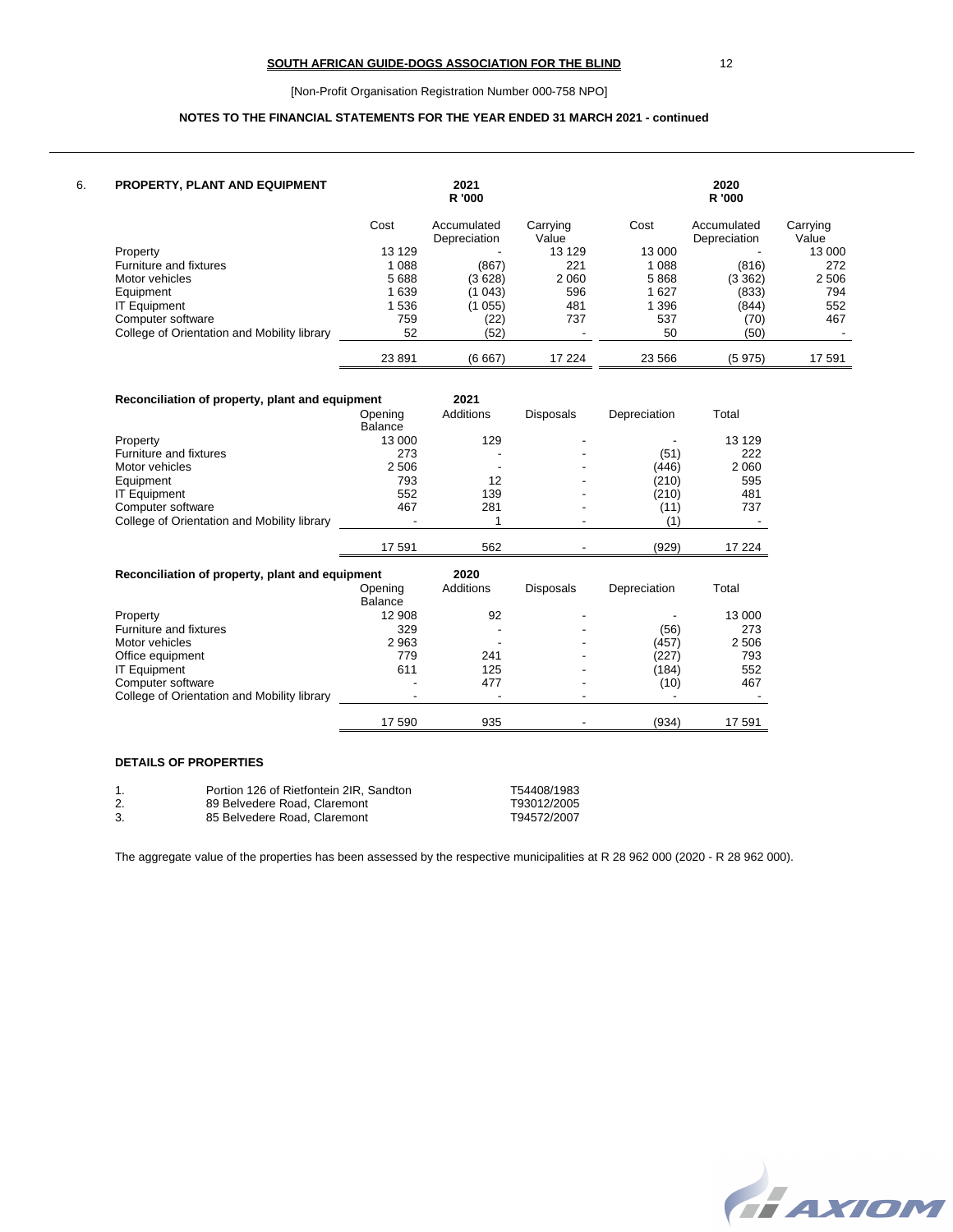**SOUTH AFRICAN GUIDE-DOGS ASSOCIATION FOR THE BLIND**

[Non-Profit Organisation Registration Number 000-758 NPO]

**NOTES TO THE FINANCIAL STATEMENTS FOR THE YEAR ENDED 31 MARCH 2021 - continued**

## 6. PROPERTY, PLANT AND EQUIPMENT

| | 2021 R '000 | | | 2020 R '000 | | |
|---|---|---|---|---|---|---|
| | Cost | Accumulated Depreciation | Carrying Value | Cost | Accumulated Depreciation | Carrying Value |
| Property | 13 129 | - | 13 129 | 13 000 | - | 13 000 |
| Furniture and fixtures | 1 088 | (867) | 221 | 1 088 | (816) | 272 |
| Motor vehicles | 5 688 | (3 628) | 2 060 | 5 868 | (3 362) | 2 506 |
| Equipment | 1 639 | (1 043) | 596 | 1 627 | (833) | 794 |
| IT Equipment | 1 536 | (1 055) | 481 | 1 396 | (844) | 552 |
| Computer software | 759 | (22) | 737 | 537 | (70) | 467 |
| College of Orientation and Mobility library | 52 | (52) | - | 50 | (50) | - |
| | 23 891 | (6 667) | 17 224 | 23 566 | (5 975) | 17 591 |

**Reconciliation of property, plant and equipment 2021**

| | Opening Balance | Additions | Disposals | Depreciation | Total |
|---|---|---|---|---|---|
| Property | 13 000 | 129 | - | - | 13 129 |
| Furniture and fixtures | 273 | - | - | (51) | 222 |
| Motor vehicles | 2 506 | - | - | (446) | 2 060 |
| Equipment | 793 | 12 | - | (210) | 595 |
| IT Equipment | 552 | 139 | - | (210) | 481 |
| Computer software | 467 | 281 | - | (11) | 737 |
| College of Orientation and Mobility library | - | 1 | - | (1) | - |
| | 17 591 | 562 | - | (929) | 17 224 |

**Reconciliation of property, plant and equipment 2020**

| | Opening Balance | Additions | Disposals | Depreciation | Total |
|---|---|---|---|---|---|
| Property | 12 908 | 92 | - | - | 13 000 |
| Furniture and fixtures | 329 | - | - | (56) | 273 |
| Motor vehicles | 2 963 | - | - | (457) | 2 506 |
| Office equipment | 779 | 241 | - | (227) | 793 |
| IT Equipment | 611 | 125 | - | (184) | 552 |
| Computer software | - | 477 | - | (10) | 467 |
| College of Orientation and Mobility library | - | - | - | - | - |
| | 17 590 | 935 | - | (934) | 17 591 |

**DETAILS OF PROPERTIES**

| | | |
|---|---|---|
| 1. | Portion 126 of Rietfontein 2IR, Sandton | T54408/1983 |
| 2. | 89 Belvedere Road, Claremont | T93012/2005 |
| 3. | 85 Belvedere Road, Claremont | T94572/2007 |

The aggregate value of the properties has been assessed by the respective municipalities at R 28 962 000 (2020 - R 28 962 000).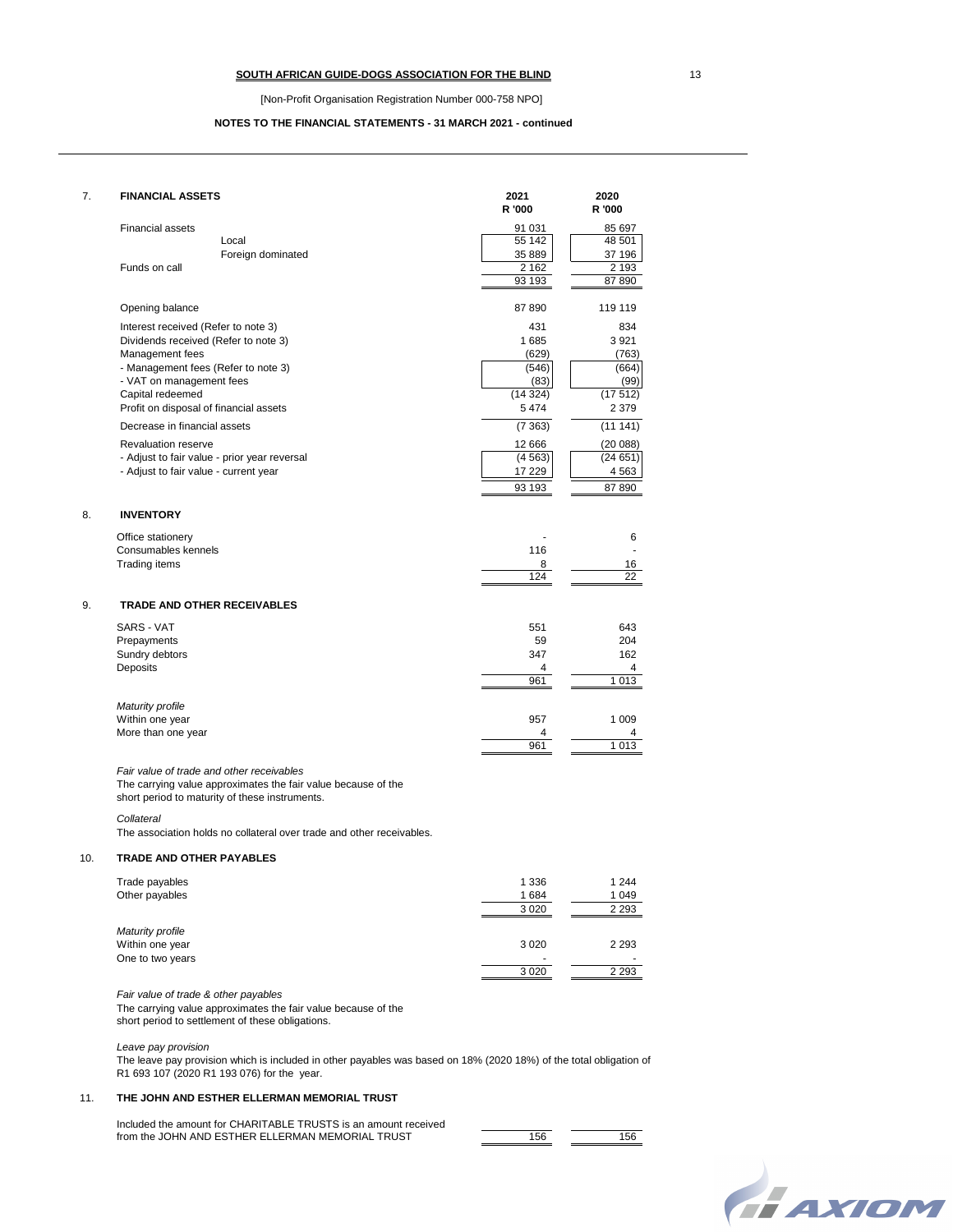**SOUTH AFRICAN GUIDE-DOGS ASSOCIATION FOR THE BLIND**

[Non-Profit Organisation Registration Number 000-758 NPO]

**NOTES TO THE FINANCIAL STATEMENTS - 31 MARCH 2021 - continued**

## 7. FINANCIAL ASSETS

| | 2021 R '000 | 2020 R '000 |
|---|---|---|
| Financial assets | 91 031 | 85 697 |
| Local | 55 142 | 48 501 |
| Foreign dominated | 35 889 | 37 196 |
| Funds on call | 2 162 | 2 193 |
| | 93 193 | 87 890 |
| Opening balance | 87 890 | 119 119 |
| Interest received (Refer to note 3) | 431 | 834 |
| Dividends received (Refer to note 3) | 1 685 | 3 921 |
| Management fees | (629) | (763) |
| - Management fees (Refer to note 3) | (546) | (664) |
| - VAT on management fees | (83) | (99) |
| Capital redeemed | (14 324) | (17 512) |
| Profit on disposal of financial assets | 5 474 | 2 379 |
| Decrease in financial assets | (7 363) | (11 141) |
| Revaluation reserve | 12 666 | (20 088) |
| - Adjust to fair value - prior year reversal | (4 563) | (24 651) |
| - Adjust to fair value - current year | 17 229 | 4 563 |
| | 93 193 | 87 890 |

## 8. INVENTORY

| | 2021 | 2020 |
|---|---|---|
| Office stationery | - | 6 |
| Consumables kennels | 116 | - |
| Trading items | 8 | 16 |
| | 124 | 22 |

## 9. TRADE AND OTHER RECEIVABLES

| | 2021 | 2020 |
|---|---|---|
| SARS - VAT | 551 | 643 |
| Prepayments | 59 | 204 |
| Sundry debtors | 347 | 162 |
| Deposits | 4 | 4 |
| | 961 | 1 013 |
| *Maturity profile* | | |
| Within one year | 957 | 1 009 |
| More than one year | 4 | 4 |
| | 961 | 1 013 |

*Fair value of trade and other receivables*
The carrying value approximates the fair value because of the short period to maturity of these instruments.

*Collateral*
The association holds no collateral over trade and other receivables.

## 10. TRADE AND OTHER PAYABLES

| | 2021 | 2020 |
|---|---|---|
| Trade payables | 1 336 | 1 244 |
| Other payables | 1 684 | 1 049 |
| | 3 020 | 2 293 |
| *Maturity profile* | | |
| Within one year | 3 020 | 2 293 |
| One to two years | - | - |
| | 3 020 | 2 293 |

*Fair value of trade & other payables*
The carrying value approximates the fair value because of the short period to settlement of these obligations.

*Leave pay provision*
The leave pay provision which is included in other payables was based on 18% (2020 18%) of the total obligation of R1 693 107 (2020 R1 193 076) for the year.

## 11. THE JOHN AND ESTHER ELLERMAN MEMORIAL TRUST

| | 2021 | 2020 |
|---|---|---|
| Included the amount for CHARITABLE TRUSTS is an amount received from the JOHN AND ESTHER ELLERMAN MEMORIAL TRUST | 156 | 156 |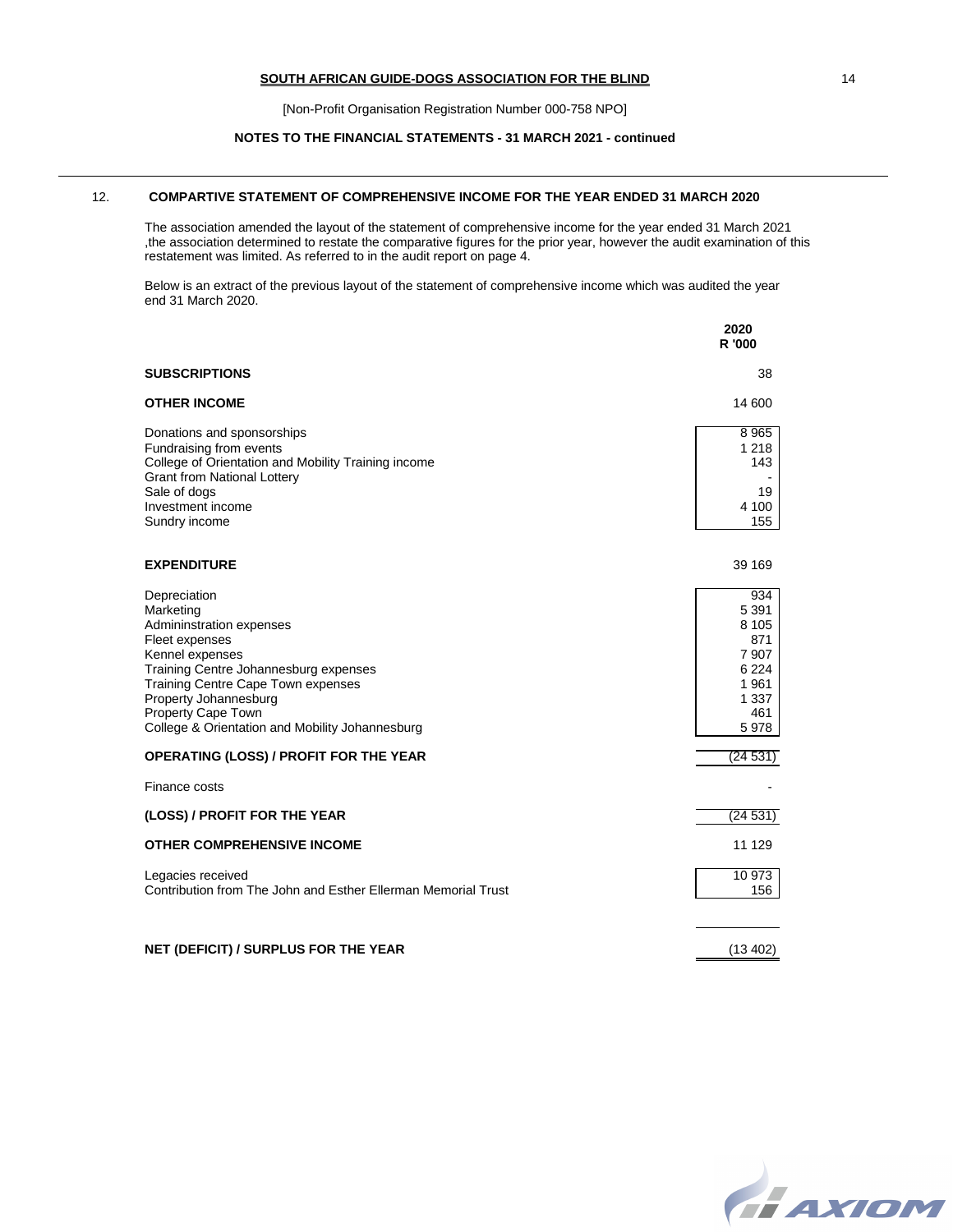**SOUTH AFRICAN GUIDE-DOGS ASSOCIATION FOR THE BLIND**

[Non-Profit Organisation Registration Number 000-758 NPO]

**NOTES TO THE FINANCIAL STATEMENTS - 31 MARCH 2021 - continued**

## 12. COMPARTIVE STATEMENT OF COMPREHENSIVE INCOME FOR THE YEAR ENDED 31 MARCH 2020

The association amended the layout of the statement of comprehensive income for the year ended 31 March 2021 ,the association determined to restate the comparative figures for the prior year, however the audit examination of this restatement was limited. As referred to in the audit report on page 4.

Below is an extract of the previous layout of the statement of comprehensive income which was audited the year end 31 March 2020.

| | 2020<br>R '000 |
|---|---|
| **SUBSCRIPTIONS** | 38 |
| **OTHER INCOME** | 14 600 |
| Donations and sponsorships | 8 965 |
| Fundraising from events | 1 218 |
| College of Orientation and Mobility Training income | 143 |
| Grant from National Lottery | - |
| Sale of dogs | 19 |
| Investment income | 4 100 |
| Sundry income | 155 |
| **EXPENDITURE** | 39 169 |
| Depreciation | 934 |
| Marketing | 5 391 |
| Admininstration expenses | 8 105 |
| Fleet expenses | 871 |
| Kennel expenses | 7 907 |
| Training Centre Johannesburg expenses | 6 224 |
| Training Centre Cape Town expenses | 1 961 |
| Property Johannesburg | 1 337 |
| Property Cape Town | 461 |
| College & Orientation and Mobility Johannesburg | 5 978 |
| **OPERATING (LOSS) / PROFIT FOR THE YEAR** | (24 531) |
| Finance costs | - |
| **(LOSS) / PROFIT FOR THE YEAR** | (24 531) |
| **OTHER COMPREHENSIVE INCOME** | 11 129 |
| Legacies received | 10 973 |
| Contribution from The John and Esther Ellerman Memorial Trust | 156 |
| **NET (DEFICIT) / SURPLUS FOR THE YEAR** | (13 402) |